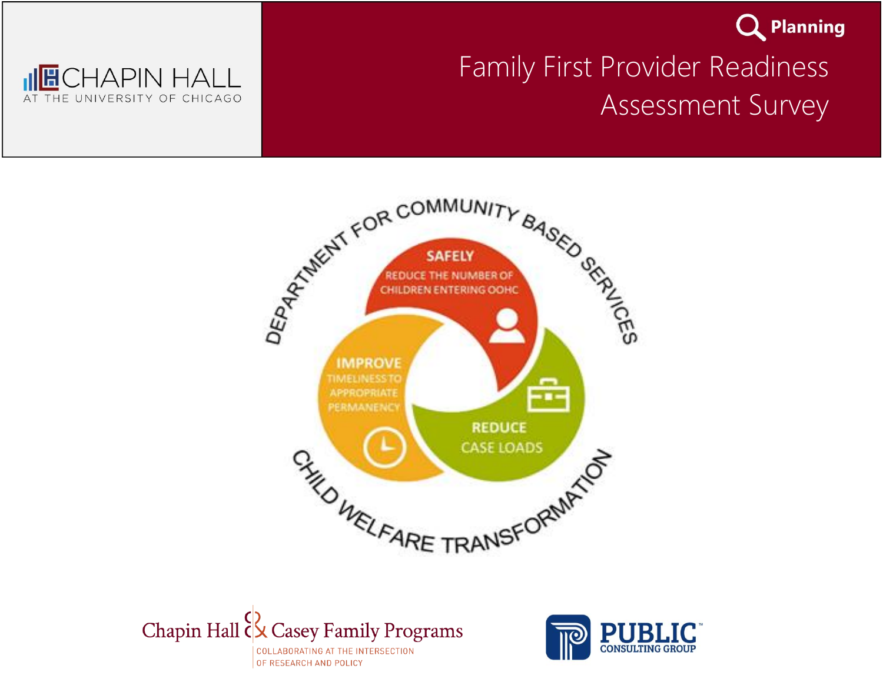CHAPIN HALL
AT THE UNIVERSITY OF CHICAGO

**Planning**

# Family First Provider Readiness Assessment Survey

DEPARTMENT FOR COMMUNITY BASED SERVICES

**SAFELY**
REDUCE THE NUMBER OF CHILDREN ENTERING OOHC

**IMPROVE**
TIMELINESS TO APPROPRIATE PERMANENCY

**REDUCE**
CASE LOADS

CHILD WELFARE TRANSFORMATION

Chapin Hall & Casey Family Programs
COLLABORATING AT THE INTERSECTION OF RESEARCH AND POLICY

PUBLIC CONSULTING GROUP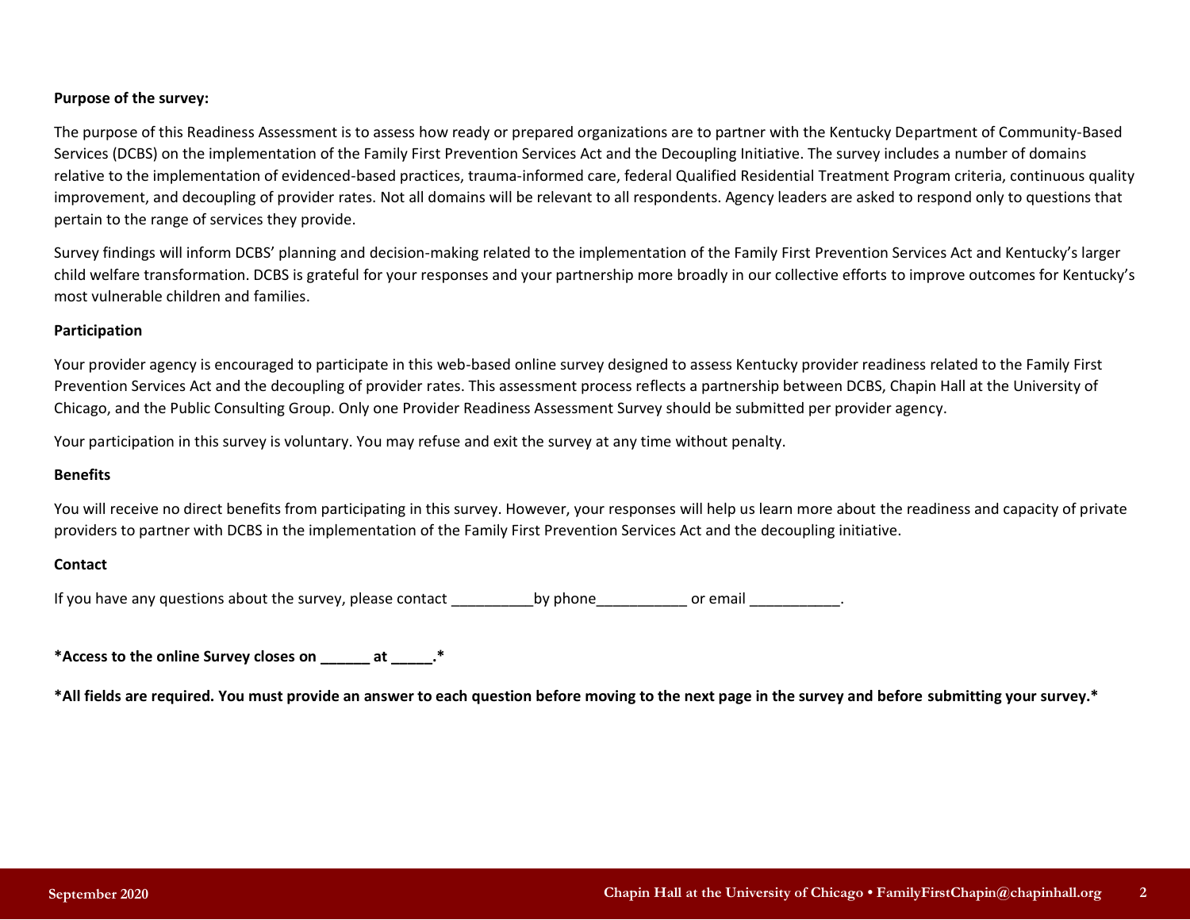**Purpose of the survey:**

The purpose of this Readiness Assessment is to assess how ready or prepared organizations are to partner with the Kentucky Department of Community-Based Services (DCBS) on the implementation of the Family First Prevention Services Act and the Decoupling Initiative. The survey includes a number of domains relative to the implementation of evidenced-based practices, trauma-informed care, federal Qualified Residential Treatment Program criteria, continuous quality improvement, and decoupling of provider rates. Not all domains will be relevant to all respondents. Agency leaders are asked to respond only to questions that pertain to the range of services they provide.

Survey findings will inform DCBS' planning and decision-making related to the implementation of the Family First Prevention Services Act and Kentucky's larger child welfare transformation. DCBS is grateful for your responses and your partnership more broadly in our collective efforts to improve outcomes for Kentucky's most vulnerable children and families.

**Participation**

Your provider agency is encouraged to participate in this web-based online survey designed to assess Kentucky provider readiness related to the Family First Prevention Services Act and the decoupling of provider rates. This assessment process reflects a partnership between DCBS, Chapin Hall at the University of Chicago, and the Public Consulting Group. Only one Provider Readiness Assessment Survey should be submitted per provider agency.

Your participation in this survey is voluntary. You may refuse and exit the survey at any time without penalty.

**Benefits**

You will receive no direct benefits from participating in this survey. However, your responses will help us learn more about the readiness and capacity of private providers to partner with DCBS in the implementation of the Family First Prevention Services Act and the decoupling initiative.

**Contact**

If you have any questions about the survey, please contact __________by phone___________ or email ___________.

**\*Access to the online Survey closes on ______ at _____.\***

**\*All fields are required. You must provide an answer to each question before moving to the next page in the survey and before submitting your survey.\***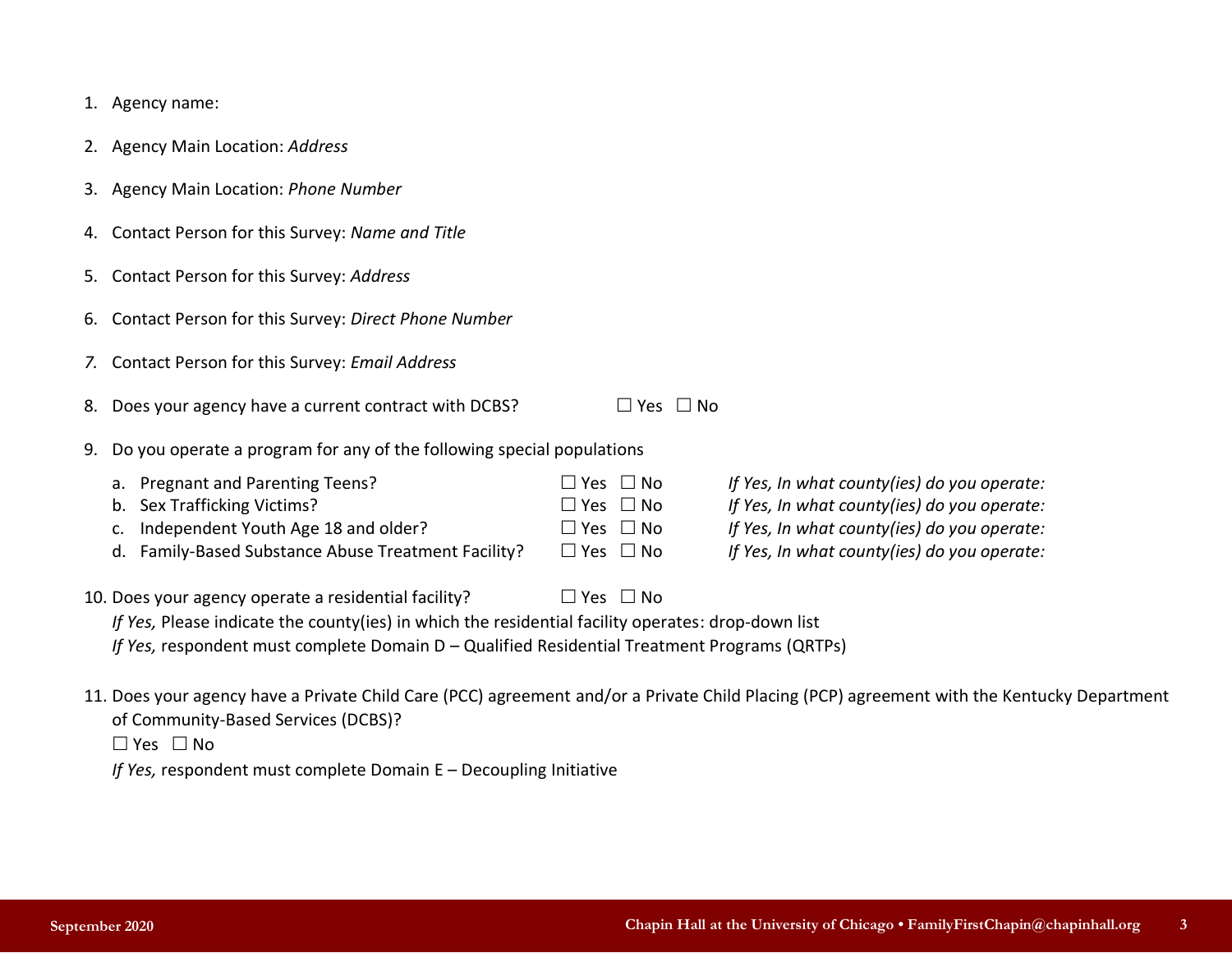1. Agency name:
2. Agency Main Location: *Address*
3. Agency Main Location: *Phone Number*
4. Contact Person for this Survey: *Name and Title*
5. Contact Person for this Survey: *Address*
6. Contact Person for this Survey: *Direct Phone Number*
7. Contact Person for this Survey: *Email Address*
8. Does your agency have a current contract with DCBS? ☐ Yes ☐ No
9. Do you operate a program for any of the following special populations
   a. Pregnant and Parenting Teens? ☐ Yes ☐ No *If Yes, In what county(ies) do you operate:*
   b. Sex Trafficking Victims? ☐ Yes ☐ No *If Yes, In what county(ies) do you operate:*
   c. Independent Youth Age 18 and older? ☐ Yes ☐ No *If Yes, In what county(ies) do you operate:*
   d. Family-Based Substance Abuse Treatment Facility? ☐ Yes ☐ No *If Yes, In what county(ies) do you operate:*
10. Does your agency operate a residential facility? ☐ Yes ☐ No
    *If Yes,* Please indicate the county(ies) in which the residential facility operates: drop-down list
    *If Yes,* respondent must complete Domain D – Qualified Residential Treatment Programs (QRTPs)
11. Does your agency have a Private Child Care (PCC) agreement and/or a Private Child Placing (PCP) agreement with the Kentucky Department of Community-Based Services (DCBS)?
    ☐ Yes ☐ No
    *If Yes,* respondent must complete Domain E – Decoupling Initiative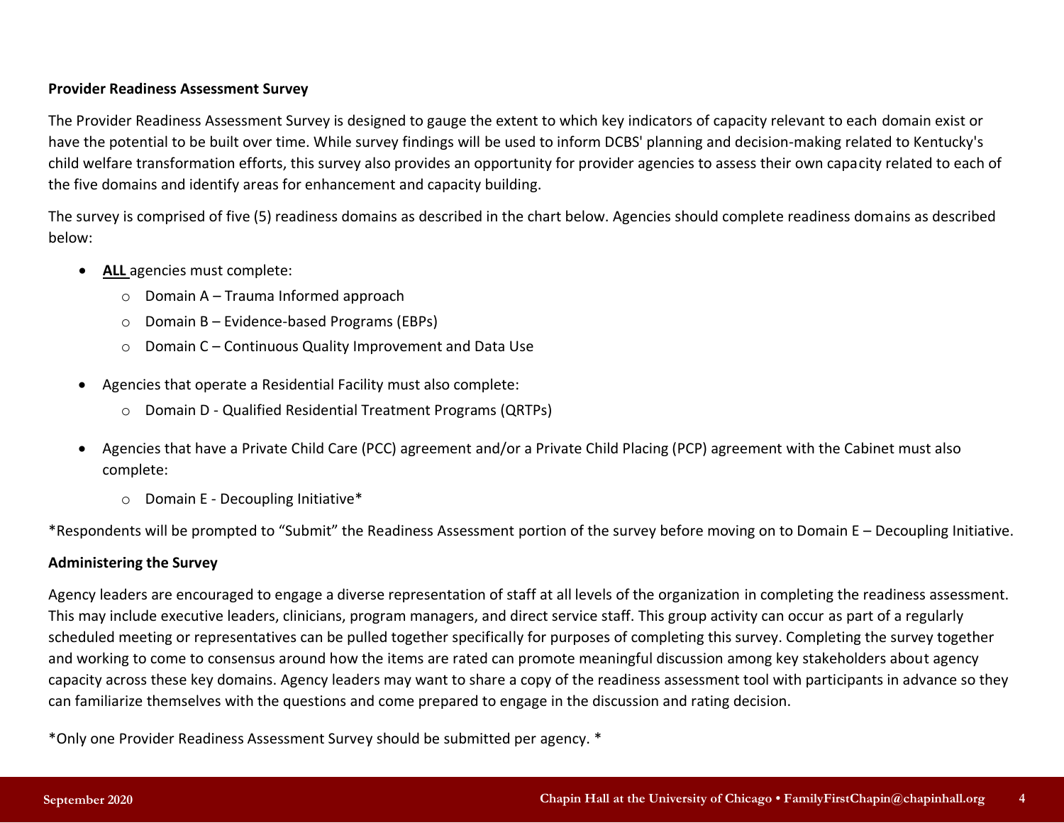**Provider Readiness Assessment Survey**

The Provider Readiness Assessment Survey is designed to gauge the extent to which key indicators of capacity relevant to each domain exist or have the potential to be built over time. While survey findings will be used to inform DCBS' planning and decision-making related to Kentucky's child welfare transformation efforts, this survey also provides an opportunity for provider agencies to assess their own capacity related to each of the five domains and identify areas for enhancement and capacity building.

The survey is comprised of five (5) readiness domains as described in the chart below. Agencies should complete readiness domains as described below:

- **ALL** agencies must complete:
  - Domain A – Trauma Informed approach
  - Domain B – Evidence-based Programs (EBPs)
  - Domain C – Continuous Quality Improvement and Data Use
- Agencies that operate a Residential Facility must also complete:
  - Domain D - Qualified Residential Treatment Programs (QRTPs)
- Agencies that have a Private Child Care (PCC) agreement and/or a Private Child Placing (PCP) agreement with the Cabinet must also complete:
  - Domain E - Decoupling Initiative*

*Respondents will be prompted to "Submit" the Readiness Assessment portion of the survey before moving on to Domain E – Decoupling Initiative.

**Administering the Survey**

Agency leaders are encouraged to engage a diverse representation of staff at all levels of the organization in completing the readiness assessment. This may include executive leaders, clinicians, program managers, and direct service staff. This group activity can occur as part of a regularly scheduled meeting or representatives can be pulled together specifically for purposes of completing this survey. Completing the survey together and working to come to consensus around how the items are rated can promote meaningful discussion among key stakeholders about agency capacity across these key domains. Agency leaders may want to share a copy of the readiness assessment tool with participants in advance so they can familiarize themselves with the questions and come prepared to engage in the discussion and rating decision.

*Only one Provider Readiness Assessment Survey should be submitted per agency. *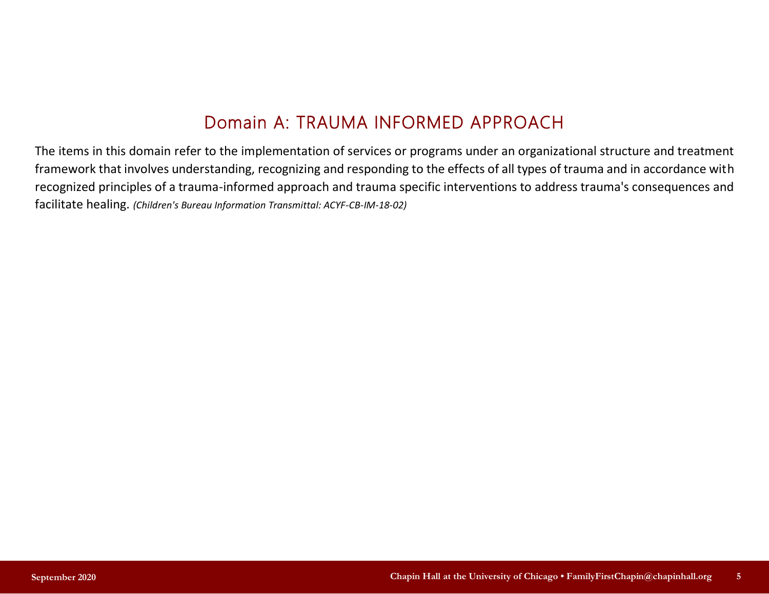# Domain A: TRAUMA INFORMED APPROACH

The items in this domain refer to the implementation of services or programs under an organizational structure and treatment framework that involves understanding, recognizing and responding to the effects of all types of trauma and in accordance with recognized principles of a trauma-informed approach and trauma specific interventions to address trauma's consequences and facilitate healing. *(Children's Bureau Information Transmittal: ACYF-CB-IM-18-02)*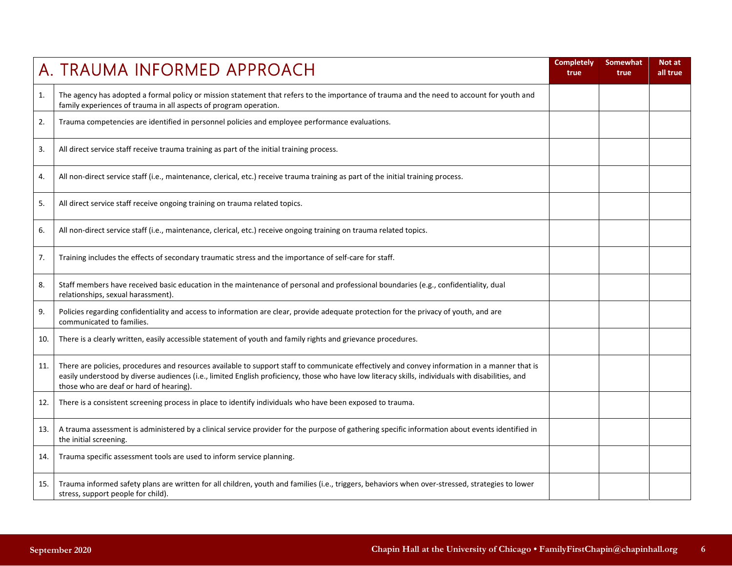| | A. TRAUMA INFORMED APPROACH | Completely true | Somewhat true | Not at all true |
|---|---|---|---|---|
| 1. | The agency has adopted a formal policy or mission statement that refers to the importance of trauma and the need to account for youth and family experiences of trauma in all aspects of program operation. | | | |
| 2. | Trauma competencies are identified in personnel policies and employee performance evaluations. | | | |
| 3. | All direct service staff receive trauma training as part of the initial training process. | | | |
| 4. | All non-direct service staff (i.e., maintenance, clerical, etc.) receive trauma training as part of the initial training process. | | | |
| 5. | All direct service staff receive ongoing training on trauma related topics. | | | |
| 6. | All non-direct service staff (i.e., maintenance, clerical, etc.) receive ongoing training on trauma related topics. | | | |
| 7. | Training includes the effects of secondary traumatic stress and the importance of self-care for staff. | | | |
| 8. | Staff members have received basic education in the maintenance of personal and professional boundaries (e.g., confidentiality, dual relationships, sexual harassment). | | | |
| 9. | Policies regarding confidentiality and access to information are clear, provide adequate protection for the privacy of youth, and are communicated to families. | | | |
| 10. | There is a clearly written, easily accessible statement of youth and family rights and grievance procedures. | | | |
| 11. | There are policies, procedures and resources available to support staff to communicate effectively and convey information in a manner that is easily understood by diverse audiences (i.e., limited English proficiency, those who have low literacy skills, individuals with disabilities, and those who are deaf or hard of hearing). | | | |
| 12. | There is a consistent screening process in place to identify individuals who have been exposed to trauma. | | | |
| 13. | A trauma assessment is administered by a clinical service provider for the purpose of gathering specific information about events identified in the initial screening. | | | |
| 14. | Trauma specific assessment tools are used to inform service planning. | | | |
| 15. | Trauma informed safety plans are written for all children, youth and families (i.e., triggers, behaviors when over-stressed, strategies to lower stress, support people for child). | | | |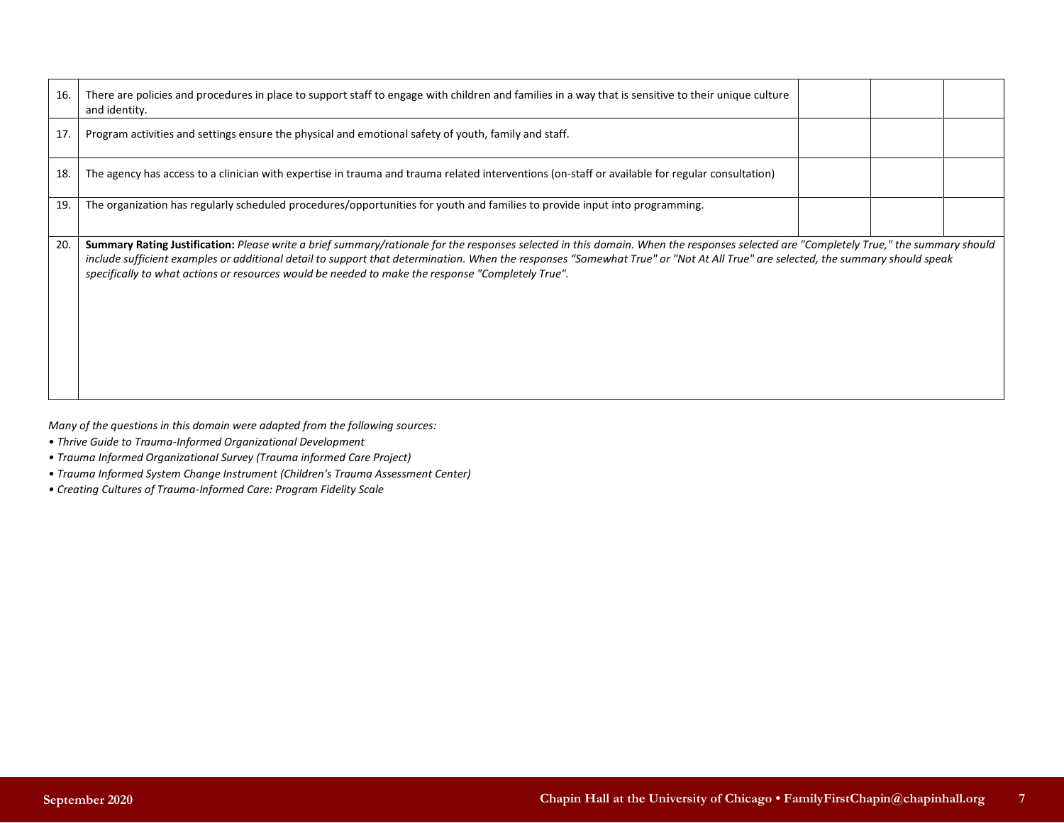| | | | | |
|---|---|---|---|---|
| 16. | There are policies and procedures in place to support staff to engage with children and families in a way that is sensitive to their unique culture and identity. | | | |
| 17. | Program activities and settings ensure the physical and emotional safety of youth, family and staff. | | | |
| 18. | The agency has access to a clinician with expertise in trauma and trauma related interventions (on-staff or available for regular consultation) | | | |
| 19. | The organization has regularly scheduled procedures/opportunities for youth and families to provide input into programming. | | | |
| 20. | **Summary Rating Justification:** *Please write a brief summary/rationale for the responses selected in this domain. When the responses selected are "Completely True," the summary should include sufficient examples or additional detail to support that determination. When the responses "Somewhat True" or "Not At All True" are selected, the summary should speak specifically to what actions or resources would be needed to make the response "Completely True".* | | | |

*Many of the questions in this domain were adapted from the following sources:*

- *Thrive Guide to Trauma-Informed Organizational Development*
- *Trauma Informed Organizational Survey (Trauma informed Care Project)*
- *Trauma Informed System Change Instrument (Children's Trauma Assessment Center)*
- *Creating Cultures of Trauma-Informed Care: Program Fidelity Scale*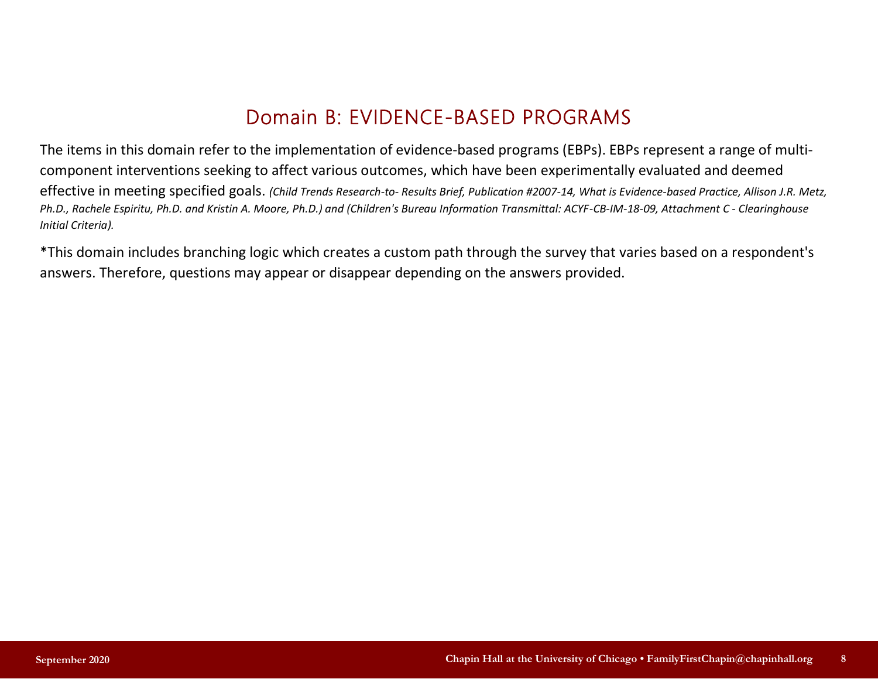## Domain B: EVIDENCE-BASED PROGRAMS

The items in this domain refer to the implementation of evidence-based programs (EBPs). EBPs represent a range of multi-component interventions seeking to affect various outcomes, which have been experimentally evaluated and deemed effective in meeting specified goals. *(Child Trends Research-to- Results Brief, Publication #2007-14, What is Evidence-based Practice, Allison J.R. Metz, Ph.D., Rachele Espiritu, Ph.D. and Kristin A. Moore, Ph.D.) and (Children's Bureau Information Transmittal: ACYF-CB-IM-18-09, Attachment C - Clearinghouse Initial Criteria).*

*This domain includes branching logic which creates a custom path through the survey that varies based on a respondent's answers. Therefore, questions may appear or disappear depending on the answers provided.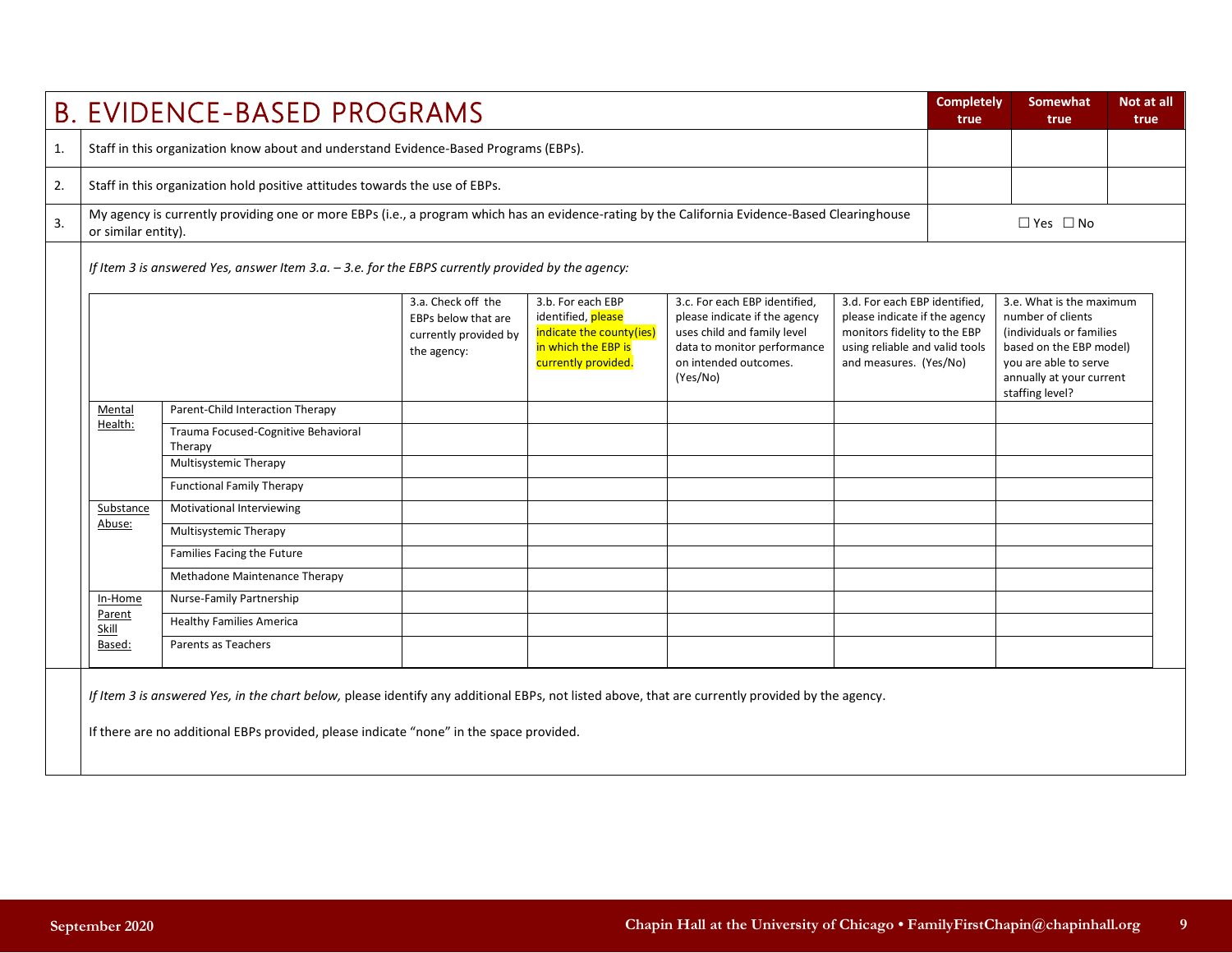## B. EVIDENCE-BASED PROGRAMS

| | | Completely true | Somewhat true | Not at all true |
|---|---|---|---|---|
| 1. | Staff in this organization know about and understand Evidence-Based Programs (EBPs). | | | |
| 2. | Staff in this organization hold positive attitudes towards the use of EBPs. | | | |
| 3. | My agency is currently providing one or more EBPs (i.e., a program which has an evidence-rating by the California Evidence-Based Clearinghouse or similar entity). | ☐ Yes ☐ No | | |

*If Item 3 is answered Yes, answer Item 3.a. – 3.e. for the EBPS currently provided by the agency:*

| | | 3.a. Check off the EBPs below that are currently provided by the agency: | 3.b. For each EBP identified, please indicate the county(ies) in which the EBP is currently provided. | 3.c. For each EBP identified, please indicate if the agency uses child and family level data to monitor performance on intended outcomes. (Yes/No) | 3.d. For each EBP identified, please indicate if the agency monitors fidelity to the EBP using reliable and valid tools and measures. (Yes/No) | 3.e. What is the maximum number of clients (individuals or families based on the EBP model) you are able to serve annually at your current staffing level? |
|---|---|---|---|---|---|---|
| Mental Health: | Parent-Child Interaction Therapy | | | | | |
| | Trauma Focused-Cognitive Behavioral Therapy | | | | | |
| | Multisystemic Therapy | | | | | |
| | Functional Family Therapy | | | | | |
| Substance Abuse: | Motivational Interviewing | | | | | |
| | Multisystemic Therapy | | | | | |
| | Families Facing the Future | | | | | |
| | Methadone Maintenance Therapy | | | | | |
| In-Home Parent Skill Based: | Nurse-Family Partnership | | | | | |
| | Healthy Families America | | | | | |
| | Parents as Teachers | | | | | |

*If Item 3 is answered Yes, in the chart below,* please identify any additional EBPs, not listed above, that are currently provided by the agency.

If there are no additional EBPs provided, please indicate "none" in the space provided.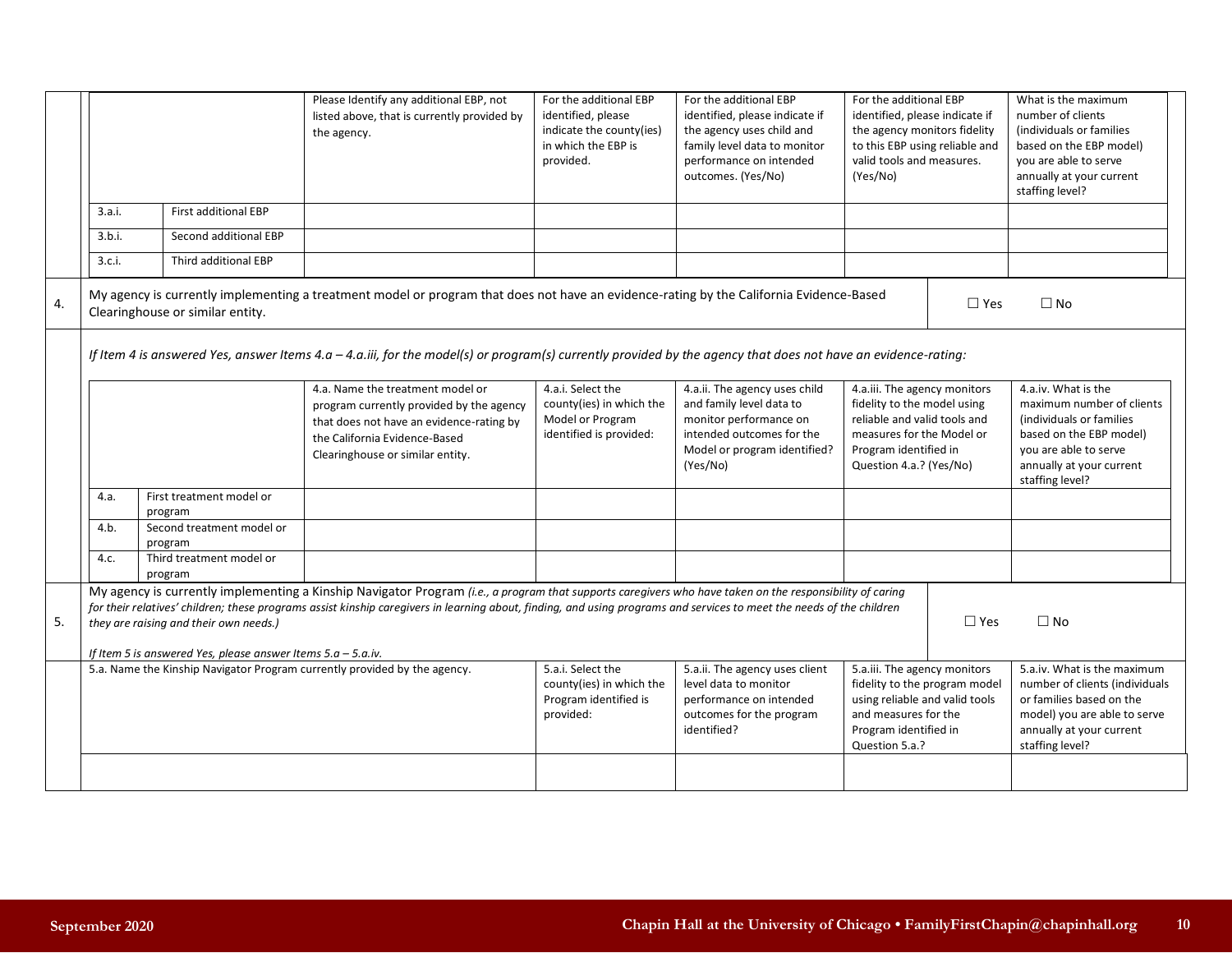| | | Please Identify any additional EBP, not listed above, that is currently provided by the agency. | For the additional EBP identified, please indicate the county(ies) in which the EBP is provided. | For the additional EBP identified, please indicate if the agency uses child and family level data to monitor performance on intended outcomes. (Yes/No) | For the additional EBP identified, please indicate if the agency monitors fidelity to this EBP using reliable and valid tools and measures. (Yes/No) | What is the maximum number of clients (individuals or families based on the EBP model) you are able to serve annually at your current staffing level? |
|---|---|---|---|---|---|---|
| 3.a.i. | First additional EBP | | | | | |
| 3.b.i. | Second additional EBP | | | | | |
| 3.c.i. | Third additional EBP | | | | | |

| | | |
|---|---|---|
| 4. | My agency is currently implementing a treatment model or program that does not have an evidence-rating by the California Evidence-Based Clearinghouse or similar entity. | ☐ Yes ☐ No |

*If Item 4 is answered Yes, answer Items 4.a – 4.a.iii, for the model(s) or program(s) currently provided by the agency that does not have an evidence-rating:*

| | | 4.a. Name the treatment model or program currently provided by the agency that does not have an evidence-rating by the California Evidence-Based Clearinghouse or similar entity. | 4.a.i. Select the county(ies) in which the Model or Program identified is provided: | 4.a.ii. The agency uses child and family level data to monitor performance on intended outcomes for the Model or program identified? (Yes/No) | 4.a.iii. The agency monitors fidelity to the model using reliable and valid tools and measures for the Model or Program identified in Question 4.a.? (Yes/No) | 4.a.iv. What is the maximum number of clients (individuals or families based on the EBP model) you are able to serve annually at your current staffing level? |
|---|---|---|---|---|---|---|
| 4.a. | First treatment model or program | | | | | |
| 4.b. | Second treatment model or program | | | | | |
| 4.c. | Third treatment model or program | | | | | |

| | | |
|---|---|---|
| 5. | My agency is currently implementing a Kinship Navigator Program *(i.e., a program that supports caregivers who have taken on the responsibility of caring for their relatives' children; these programs assist kinship caregivers in learning about, finding, and using programs and services to meet the needs of the children they are raising and their own needs.)*<br><br>*If Item 5 is answered Yes, please answer Items 5.a – 5.a.iv.* | ☐ Yes ☐ No |

| 5.a. Name the Kinship Navigator Program currently provided by the agency. | 5.a.i. Select the county(ies) in which the Program identified is provided: | 5.a.ii. The agency uses client level data to monitor performance on intended outcomes for the program identified? | 5.a.iii. The agency monitors fidelity to the program model using reliable and valid tools and measures for the Program identified in Question 5.a.? | 5.a.iv. What is the maximum number of clients (individuals or families based on the model) you are able to serve annually at your current staffing level? |
|---|---|---|---|---|
| | | | | |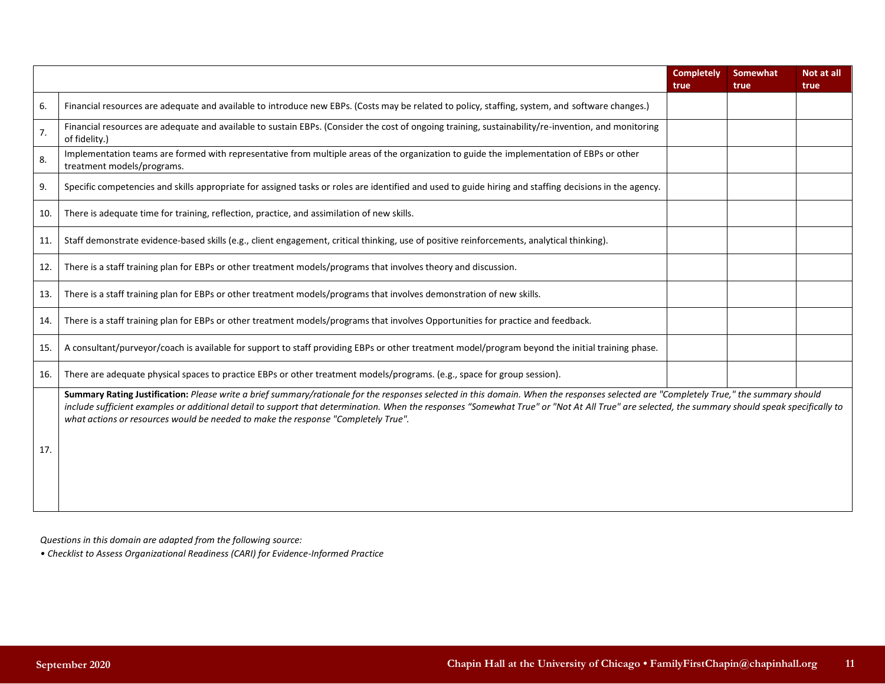| | | Completely true | Somewhat true | Not at all true |
|---|---|---|---|---|
| 6. | Financial resources are adequate and available to introduce new EBPs. (Costs may be related to policy, staffing, system, and software changes.) | | | |
| 7. | Financial resources are adequate and available to sustain EBPs. (Consider the cost of ongoing training, sustainability/re-invention, and monitoring of fidelity.) | | | |
| 8. | Implementation teams are formed with representative from multiple areas of the organization to guide the implementation of EBPs or other treatment models/programs. | | | |
| 9. | Specific competencies and skills appropriate for assigned tasks or roles are identified and used to guide hiring and staffing decisions in the agency. | | | |
| 10. | There is adequate time for training, reflection, practice, and assimilation of new skills. | | | |
| 11. | Staff demonstrate evidence-based skills (e.g., client engagement, critical thinking, use of positive reinforcements, analytical thinking). | | | |
| 12. | There is a staff training plan for EBPs or other treatment models/programs that involves theory and discussion. | | | |
| 13. | There is a staff training plan for EBPs or other treatment models/programs that involves demonstration of new skills. | | | |
| 14. | There is a staff training plan for EBPs or other treatment models/programs that involves Opportunities for practice and feedback. | | | |
| 15. | A consultant/purveyor/coach is available for support to staff providing EBPs or other treatment model/program beyond the initial training phase. | | | |
| 16. | There are adequate physical spaces to practice EBPs or other treatment models/programs. (e.g., space for group session). | | | |
| 17. | **Summary Rating Justification:** *Please write a brief summary/rationale for the responses selected in this domain. When the responses selected are "Completely True," the summary should include sufficient examples or additional detail to support that determination. When the responses "Somewhat True" or "Not At All True" are selected, the summary should speak specifically to what actions or resources would be needed to make the response "Completely True".* | | | |

*Questions in this domain are adapted from the following source:*

*• Checklist to Assess Organizational Readiness (CARI) for Evidence-Informed Practice*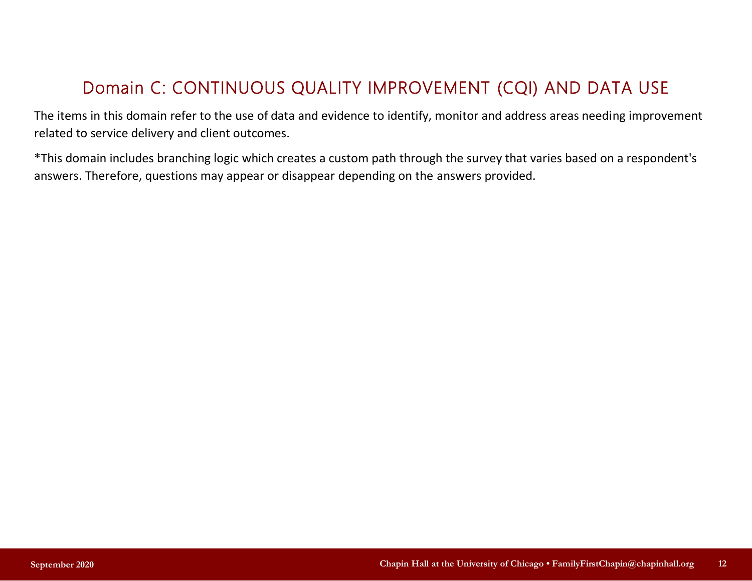## Domain C: CONTINUOUS QUALITY IMPROVEMENT (CQI) AND DATA USE

The items in this domain refer to the use of data and evidence to identify, monitor and address areas needing improvement related to service delivery and client outcomes.

*This domain includes branching logic which creates a custom path through the survey that varies based on a respondent's answers. Therefore, questions may appear or disappear depending on the answers provided.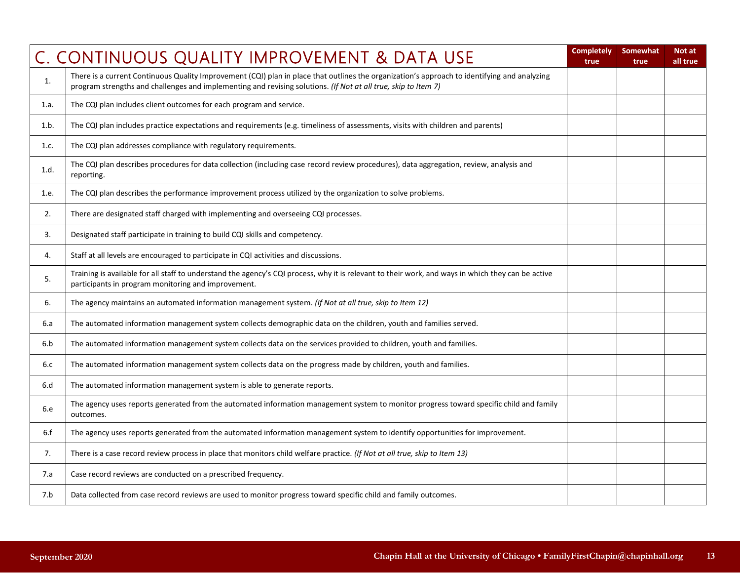| | C. CONTINUOUS QUALITY IMPROVEMENT & DATA USE | Completely true | Somewhat true | Not at all true |
|---|---|---|---|---|
| 1. | There is a current Continuous Quality Improvement (CQI) plan in place that outlines the organization's approach to identifying and analyzing program strengths and challenges and implementing and revising solutions. *(If Not at all true, skip to Item 7)* | | | |
| 1.a. | The CQI plan includes client outcomes for each program and service. | | | |
| 1.b. | The CQI plan includes practice expectations and requirements (e.g. timeliness of assessments, visits with children and parents) | | | |
| 1.c. | The CQI plan addresses compliance with regulatory requirements. | | | |
| 1.d. | The CQI plan describes procedures for data collection (including case record review procedures), data aggregation, review, analysis and reporting. | | | |
| 1.e. | The CQI plan describes the performance improvement process utilized by the organization to solve problems. | | | |
| 2. | There are designated staff charged with implementing and overseeing CQI processes. | | | |
| 3. | Designated staff participate in training to build CQI skills and competency. | | | |
| 4. | Staff at all levels are encouraged to participate in CQI activities and discussions. | | | |
| 5. | Training is available for all staff to understand the agency's CQI process, why it is relevant to their work, and ways in which they can be active participants in program monitoring and improvement. | | | |
| 6. | The agency maintains an automated information management system. *(If Not at all true, skip to Item 12)* | | | |
| 6.a | The automated information management system collects demographic data on the children, youth and families served. | | | |
| 6.b | The automated information management system collects data on the services provided to children, youth and families. | | | |
| 6.c | The automated information management system collects data on the progress made by children, youth and families. | | | |
| 6.d | The automated information management system is able to generate reports. | | | |
| 6.e | The agency uses reports generated from the automated information management system to monitor progress toward specific child and family outcomes. | | | |
| 6.f | The agency uses reports generated from the automated information management system to identify opportunities for improvement. | | | |
| 7. | There is a case record review process in place that monitors child welfare practice. *(If Not at all true, skip to Item 13)* | | | |
| 7.a | Case record reviews are conducted on a prescribed frequency. | | | |
| 7.b | Data collected from case record reviews are used to monitor progress toward specific child and family outcomes. | | | |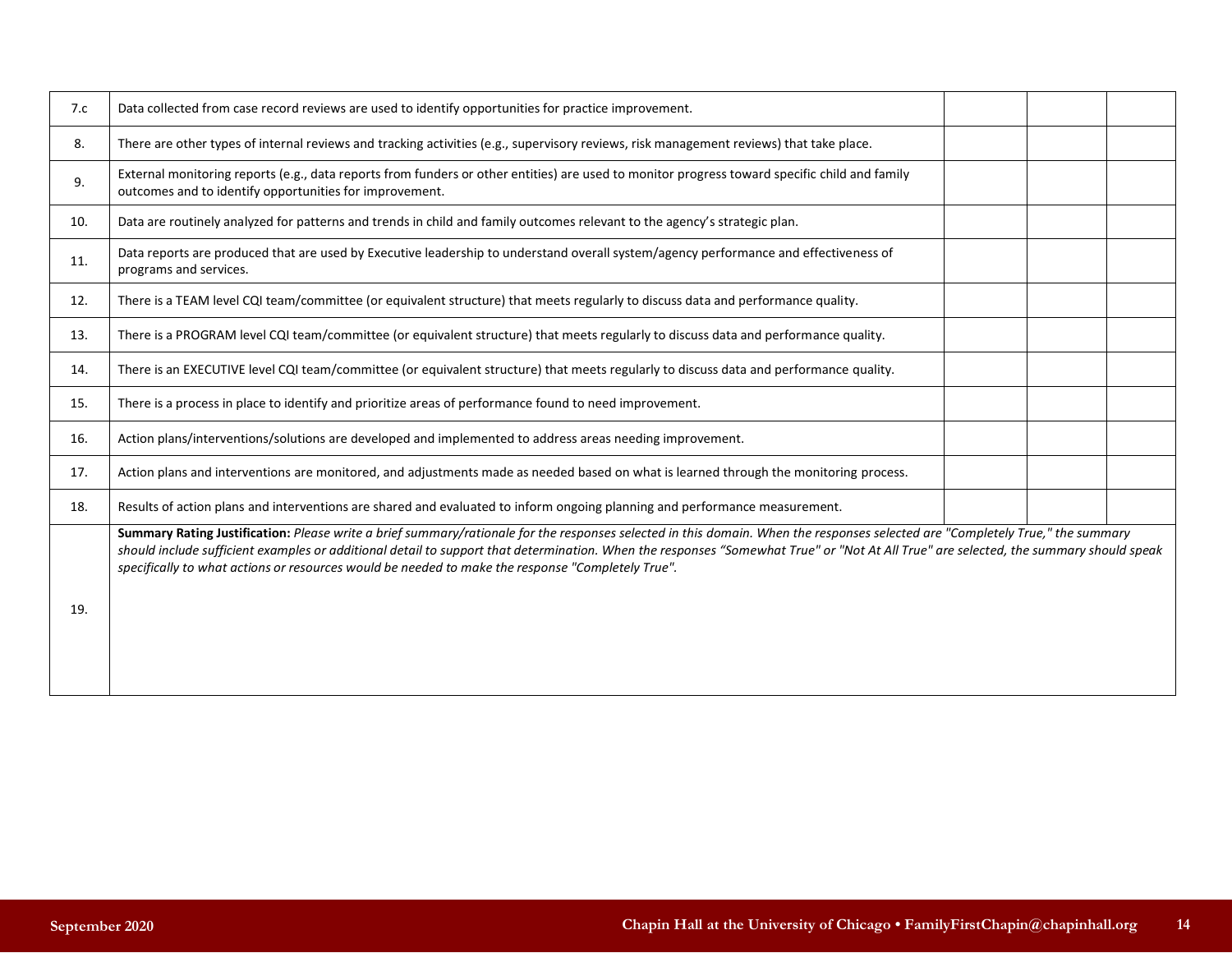| | | | | |
|---|---|---|---|---|
| 7.c | Data collected from case record reviews are used to identify opportunities for practice improvement. | | | |
| 8. | There are other types of internal reviews and tracking activities (e.g., supervisory reviews, risk management reviews) that take place. | | | |
| 9. | External monitoring reports (e.g., data reports from funders or other entities) are used to monitor progress toward specific child and family outcomes and to identify opportunities for improvement. | | | |
| 10. | Data are routinely analyzed for patterns and trends in child and family outcomes relevant to the agency's strategic plan. | | | |
| 11. | Data reports are produced that are used by Executive leadership to understand overall system/agency performance and effectiveness of programs and services. | | | |
| 12. | There is a TEAM level CQI team/committee (or equivalent structure) that meets regularly to discuss data and performance quality. | | | |
| 13. | There is a PROGRAM level CQI team/committee (or equivalent structure) that meets regularly to discuss data and performance quality. | | | |
| 14. | There is an EXECUTIVE level CQI team/committee (or equivalent structure) that meets regularly to discuss data and performance quality. | | | |
| 15. | There is a process in place to identify and prioritize areas of performance found to need improvement. | | | |
| 16. | Action plans/interventions/solutions are developed and implemented to address areas needing improvement. | | | |
| 17. | Action plans and interventions are monitored, and adjustments made as needed based on what is learned through the monitoring process. | | | |
| 18. | Results of action plans and interventions are shared and evaluated to inform ongoing planning and performance measurement. | | | |
| 19. | **Summary Rating Justification:** *Please write a brief summary/rationale for the responses selected in this domain. When the responses selected are "Completely True," the summary should include sufficient examples or additional detail to support that determination. When the responses "Somewhat True" or "Not At All True" are selected, the summary should speak specifically to what actions or resources would be needed to make the response "Completely True".* | | | |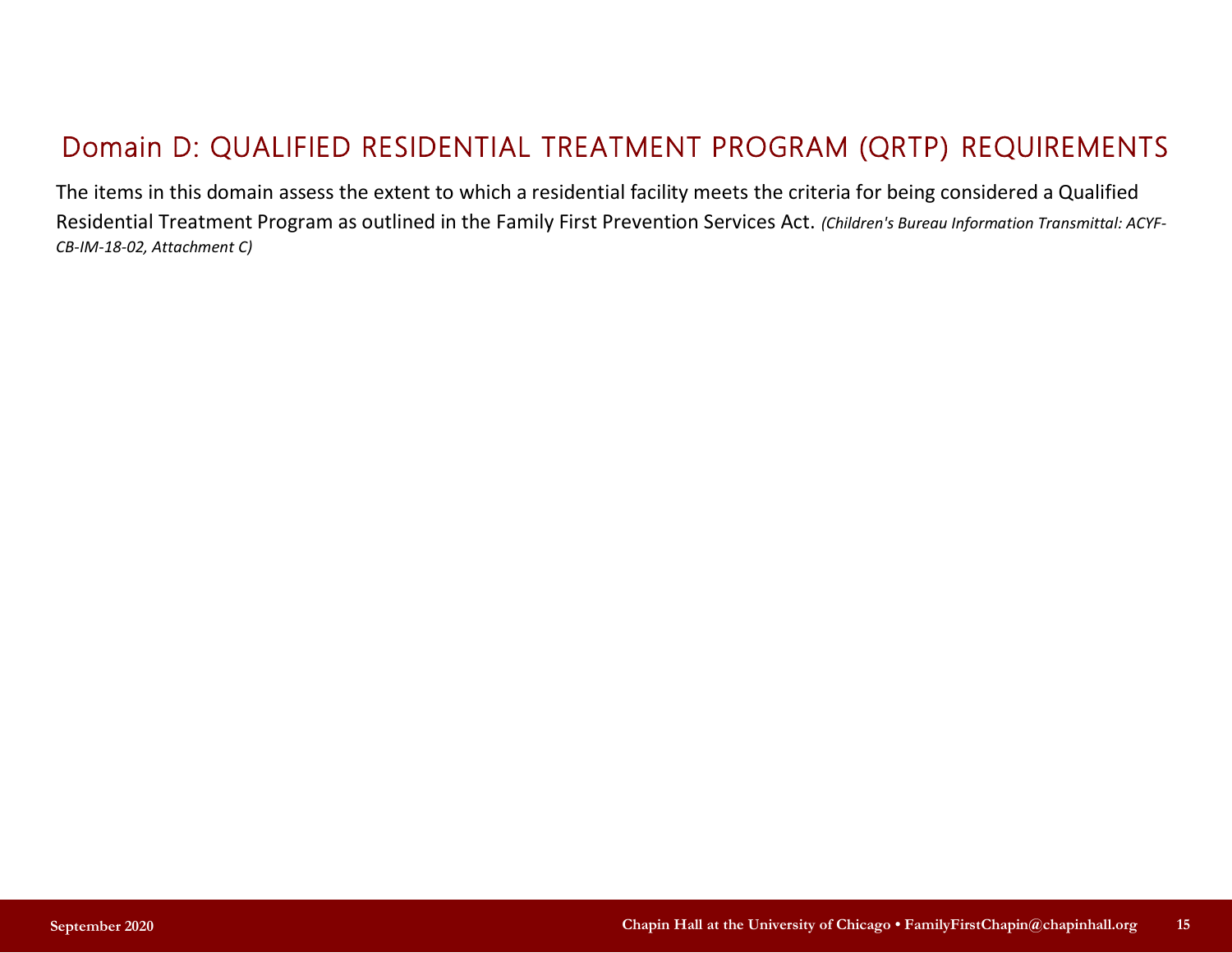## Domain D: QUALIFIED RESIDENTIAL TREATMENT PROGRAM (QRTP) REQUIREMENTS

The items in this domain assess the extent to which a residential facility meets the criteria for being considered a Qualified Residential Treatment Program as outlined in the Family First Prevention Services Act. *(Children's Bureau Information Transmittal: ACYF-CB-IM-18-02, Attachment C)*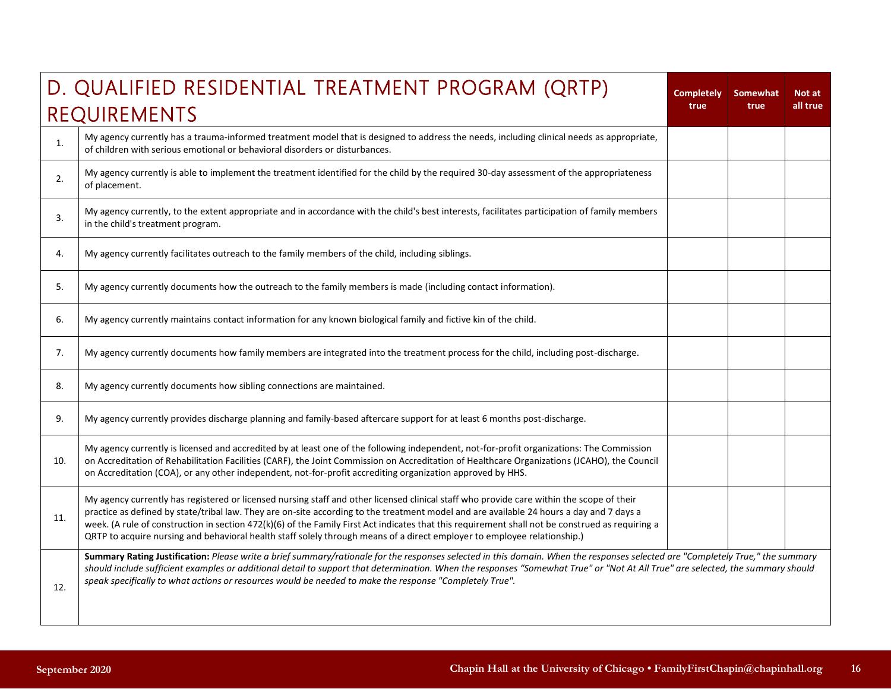| | D. QUALIFIED RESIDENTIAL TREATMENT PROGRAM (QRTP) REQUIREMENTS | Completely true | Somewhat true | Not at all true |
|---|---|---|---|---|
| 1. | My agency currently has a trauma-informed treatment model that is designed to address the needs, including clinical needs as appropriate, of children with serious emotional or behavioral disorders or disturbances. | | | |
| 2. | My agency currently is able to implement the treatment identified for the child by the required 30-day assessment of the appropriateness of placement. | | | |
| 3. | My agency currently, to the extent appropriate and in accordance with the child's best interests, facilitates participation of family members in the child's treatment program. | | | |
| 4. | My agency currently facilitates outreach to the family members of the child, including siblings. | | | |
| 5. | My agency currently documents how the outreach to the family members is made (including contact information). | | | |
| 6. | My agency currently maintains contact information for any known biological family and fictive kin of the child. | | | |
| 7. | My agency currently documents how family members are integrated into the treatment process for the child, including post-discharge. | | | |
| 8. | My agency currently documents how sibling connections are maintained. | | | |
| 9. | My agency currently provides discharge planning and family-based aftercare support for at least 6 months post-discharge. | | | |
| 10. | My agency currently is licensed and accredited by at least one of the following independent, not-for-profit organizations: The Commission on Accreditation of Rehabilitation Facilities (CARF), the Joint Commission on Accreditation of Healthcare Organizations (JCAHO), the Council on Accreditation (COA), or any other independent, not-for-profit accrediting organization approved by HHS. | | | |
| 11. | My agency currently has registered or licensed nursing staff and other licensed clinical staff who provide care within the scope of their practice as defined by state/tribal law. They are on-site according to the treatment model and are available 24 hours a day and 7 days a week. (A rule of construction in section 472(k)(6) of the Family First Act indicates that this requirement shall not be construed as requiring a QRTP to acquire nursing and behavioral health staff solely through means of a direct employer to employee relationship.) | | | |
| 12. | **Summary Rating Justification:** *Please write a brief summary/rationale for the responses selected in this domain. When the responses selected are "Completely True," the summary should include sufficient examples or additional detail to support that determination. When the responses "Somewhat True" or "Not At All True" are selected, the summary should speak specifically to what actions or resources would be needed to make the response "Completely True".* | | | |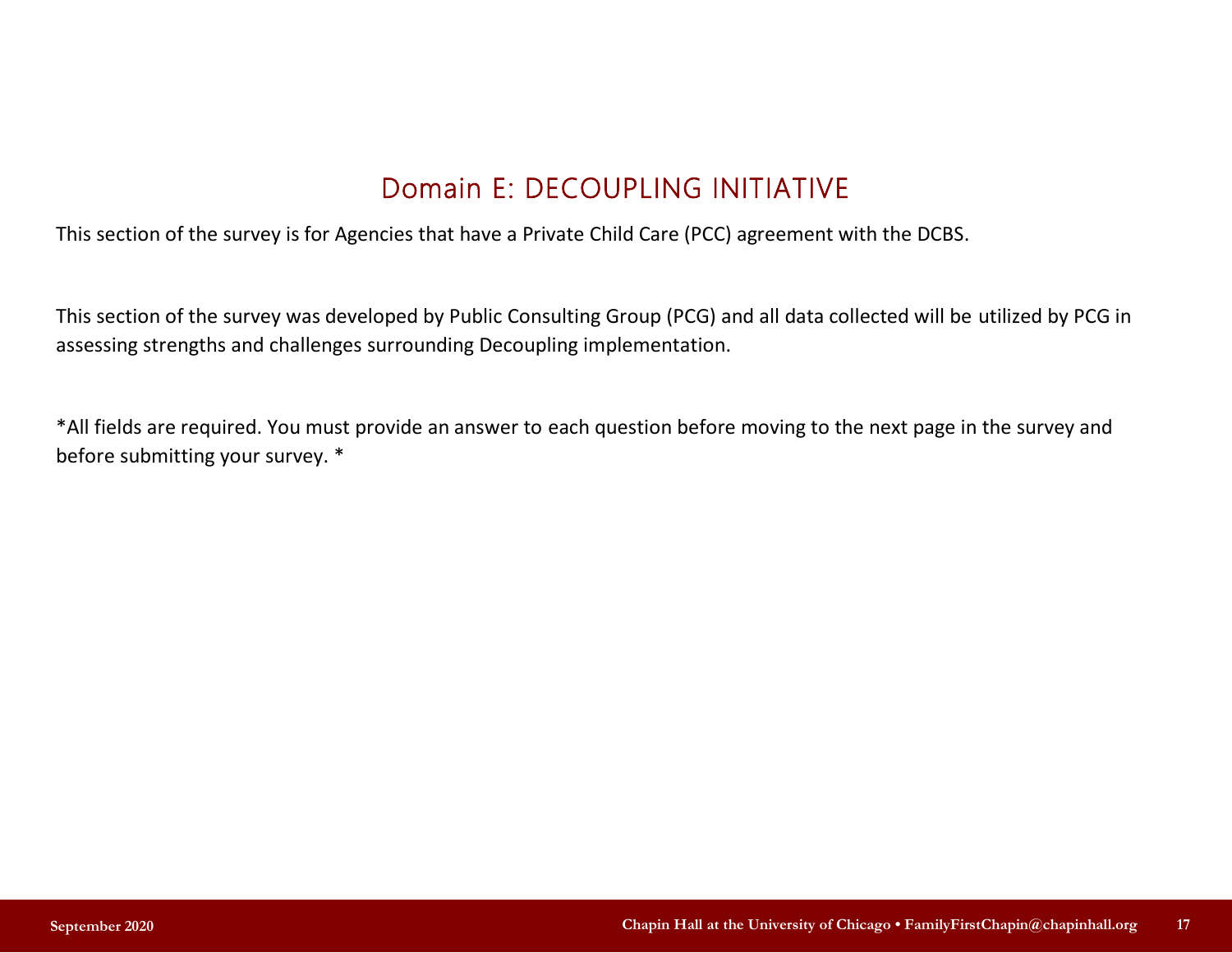# Domain E: DECOUPLING INITIATIVE

This section of the survey is for Agencies that have a Private Child Care (PCC) agreement with the DCBS.

This section of the survey was developed by Public Consulting Group (PCG) and all data collected will be utilized by PCG in assessing strengths and challenges surrounding Decoupling implementation.

*All fields are required. You must provide an answer to each question before moving to the next page in the survey and before submitting your survey. *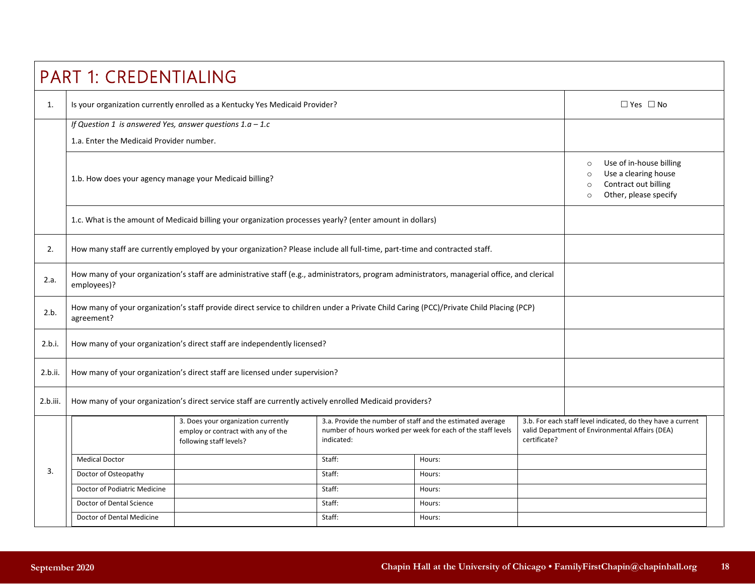# PART 1: CREDENTIALING

| | | |
|---|---|---|
| 1. | Is your organization currently enrolled as a Kentucky Yes Medicaid Provider? | ☐ Yes ☐ No |
| | *If Question 1 is answered Yes, answer questions 1.a – 1.c*<br>1.a. Enter the Medicaid Provider number. | |
| | 1.b. How does your agency manage your Medicaid billing? | ○ Use of in-house billing<br>○ Use a clearing house<br>○ Contract out billing<br>○ Other, please specify |
| | 1.c. What is the amount of Medicaid billing your organization processes yearly? (enter amount in dollars) | |
| 2. | How many staff are currently employed by your organization? Please include all full-time, part-time and contracted staff. | |
| 2.a. | How many of your organization's staff are administrative staff (e.g., administrators, program administrators, managerial office, and clerical employees)? | |
| 2.b. | How many of your organization's staff provide direct service to children under a Private Child Caring (PCC)/Private Child Placing (PCP) agreement? | |
| 2.b.i. | How many of your organization's direct staff are independently licensed? | |
| 2.b.ii. | How many of your organization's direct staff are licensed under supervision? | |
| 2.b.iii. | How many of your organization's direct service staff are currently actively enrolled Medicaid providers? | |

**3.**

| | 3. Does your organization currently employ or contract with any of the following staff levels? | 3.a. Provide the number of staff and the estimated average number of hours worked per week for each of the staff levels indicated: | | 3.b. For each staff level indicated, do they have a current valid Department of Environmental Affairs (DEA) certificate? |
|---|---|---|---|---|
| Medical Doctor | | Staff: | Hours: | |
| Doctor of Osteopathy | | Staff: | Hours: | |
| Doctor of Podiatric Medicine | | Staff: | Hours: | |
| Doctor of Dental Science | | Staff: | Hours: | |
| Doctor of Dental Medicine | | Staff: | Hours: | |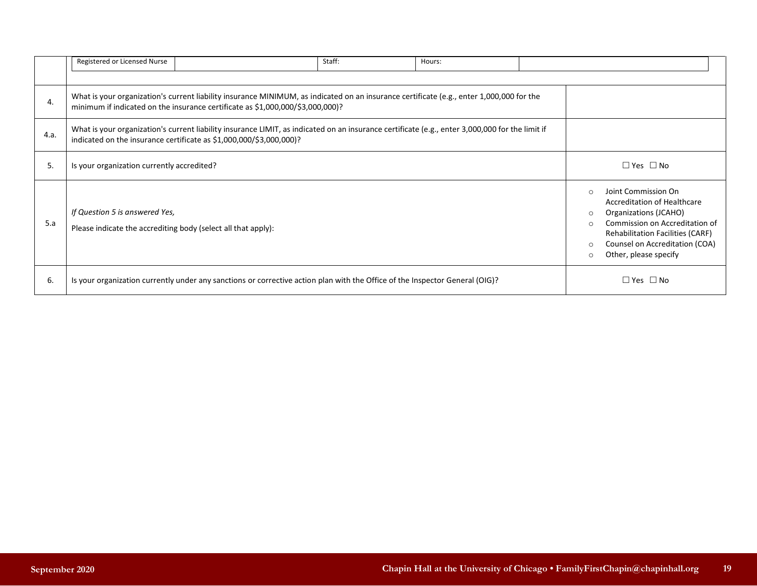| | | | | | |
|---|---|---|---|---|---|
| | Registered or Licensed Nurse | | Staff: | Hours: | |

| | | |
|---|---|---|
| 4. | What is your organization's current liability insurance MINIMUM, as indicated on an insurance certificate (e.g., enter 1,000,000 for the minimum if indicated on the insurance certificate as $1,000,000/$3,000,000)? | |
| 4.a. | What is your organization's current liability insurance LIMIT, as indicated on an insurance certificate (e.g., enter 3,000,000 for the limit if indicated on the insurance certificate as $1,000,000/$3,000,000)? | |
| 5. | Is your organization currently accredited? | ☐ Yes ☐ No |
| 5.a | *If Question 5 is answered Yes,*<br>Please indicate the accrediting body (select all that apply): | ○ Joint Commission On Accreditation of Healthcare Organizations (JCAHO)<br>○ Commission on Accreditation of Rehabilitation Facilities (CARF)<br>○ Counsel on Accreditation (COA)<br>○ Other, please specify |
| 6. | Is your organization currently under any sanctions or corrective action plan with the Office of the Inspector General (OIG)? | ☐ Yes ☐ No |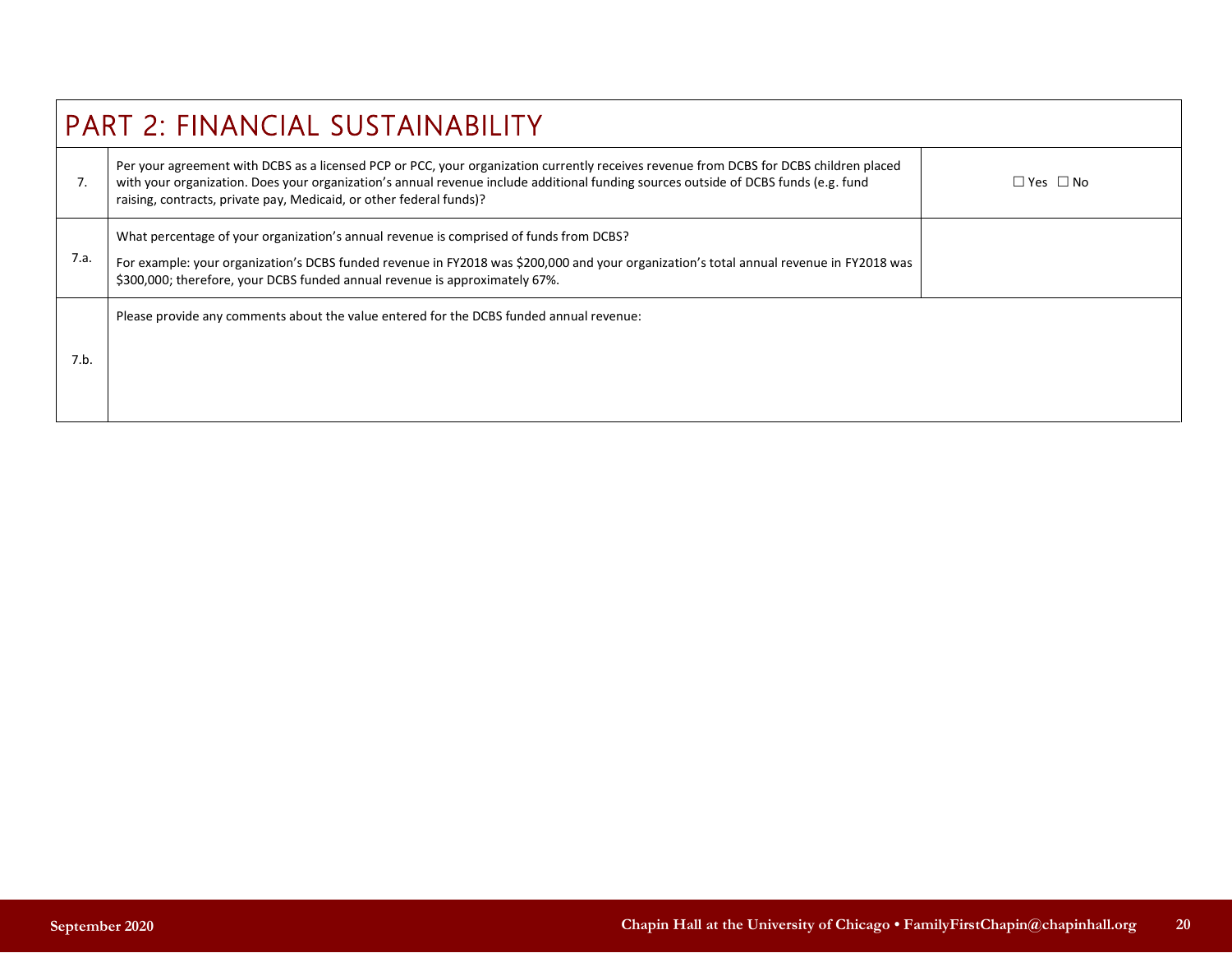## PART 2: FINANCIAL SUSTAINABILITY

| | | |
|---|---|---|
| 7. | Per your agreement with DCBS as a licensed PCP or PCC, your organization currently receives revenue from DCBS for DCBS children placed with your organization. Does your organization's annual revenue include additional funding sources outside of DCBS funds (e.g. fund raising, contracts, private pay, Medicaid, or other federal funds)? | ☐ Yes ☐ No |
| 7.a. | What percentage of your organization's annual revenue is comprised of funds from DCBS?<br><br>For example: your organization's DCBS funded revenue in FY2018 was $200,000 and your organization's total annual revenue in FY2018 was $300,000; therefore, your DCBS funded annual revenue is approximately 67%. | |
| 7.b. | Please provide any comments about the value entered for the DCBS funded annual revenue: | |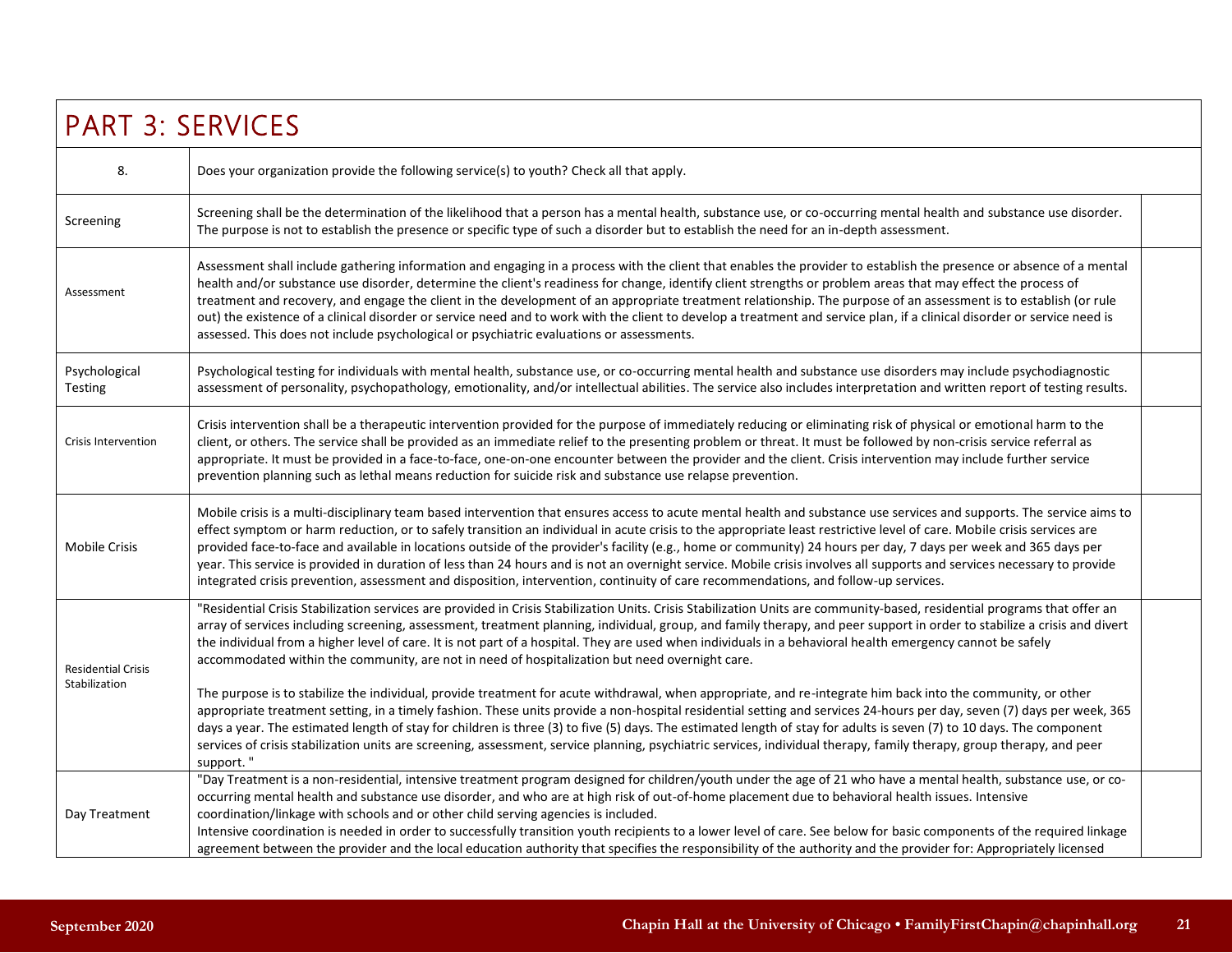## PART 3: SERVICES

| 8. | Does your organization provide the following service(s) to youth? Check all that apply. | |
|---|---|---|
| Screening | Screening shall be the determination of the likelihood that a person has a mental health, substance use, or co-occurring mental health and substance use disorder. The purpose is not to establish the presence or specific type of such a disorder but to establish the need for an in-depth assessment. | |
| Assessment | Assessment shall include gathering information and engaging in a process with the client that enables the provider to establish the presence or absence of a mental health and/or substance use disorder, determine the client's readiness for change, identify client strengths or problem areas that may effect the process of treatment and recovery, and engage the client in the development of an appropriate treatment relationship. The purpose of an assessment is to establish (or rule out) the existence of a clinical disorder or service need and to work with the client to develop a treatment and service plan, if a clinical disorder or service need is assessed. This does not include psychological or psychiatric evaluations or assessments. | |
| Psychological Testing | Psychological testing for individuals with mental health, substance use, or co-occurring mental health and substance use disorders may include psychodiagnostic assessment of personality, psychopathology, emotionality, and/or intellectual abilities. The service also includes interpretation and written report of testing results. | |
| Crisis Intervention | Crisis intervention shall be a therapeutic intervention provided for the purpose of immediately reducing or eliminating risk of physical or emotional harm to the client, or others. The service shall be provided as an immediate relief to the presenting problem or threat. It must be followed by non-crisis service referral as appropriate. It must be provided in a face-to-face, one-on-one encounter between the provider and the client. Crisis intervention may include further service prevention planning such as lethal means reduction for suicide risk and substance use relapse prevention. | |
| Mobile Crisis | Mobile crisis is a multi-disciplinary team based intervention that ensures access to acute mental health and substance use services and supports. The service aims to effect symptom or harm reduction, or to safely transition an individual in acute crisis to the appropriate least restrictive level of care. Mobile crisis services are provided face-to-face and available in locations outside of the provider's facility (e.g., home or community) 24 hours per day, 7 days per week and 365 days per year. This service is provided in duration of less than 24 hours and is not an overnight service. Mobile crisis involves all supports and services necessary to provide integrated crisis prevention, assessment and disposition, intervention, continuity of care recommendations, and follow-up services. | |
| Residential Crisis Stabilization | "Residential Crisis Stabilization services are provided in Crisis Stabilization Units. Crisis Stabilization Units are community-based, residential programs that offer an array of services including screening, assessment, treatment planning, individual, group, and family therapy, and peer support in order to stabilize a crisis and divert the individual from a higher level of care. It is not part of a hospital. They are used when individuals in a behavioral health emergency cannot be safely accommodated within the community, are not in need of hospitalization but need overnight care.<br><br>The purpose is to stabilize the individual, provide treatment for acute withdrawal, when appropriate, and re-integrate him back into the community, or other appropriate treatment setting, in a timely fashion. These units provide a non-hospital residential setting and services 24-hours per day, seven (7) days per week, 365 days a year. The estimated length of stay for children is three (3) to five (5) days. The estimated length of stay for adults is seven (7) to 10 days. The component services of crisis stabilization units are screening, assessment, service planning, psychiatric services, individual therapy, family therapy, group therapy, and peer support. " | |
| Day Treatment | "Day Treatment is a non-residential, intensive treatment program designed for children/youth under the age of 21 who have a mental health, substance use, or co-occurring mental health and substance use disorder, and who are at high risk of out-of-home placement due to behavioral health issues. Intensive coordination/linkage with schools and or other child serving agencies is included.<br>Intensive coordination is needed in order to successfully transition youth recipients to a lower level of care. See below for basic components of the required linkage agreement between the provider and the local education authority that specifies the responsibility of the authority and the provider for: Appropriately licensed | |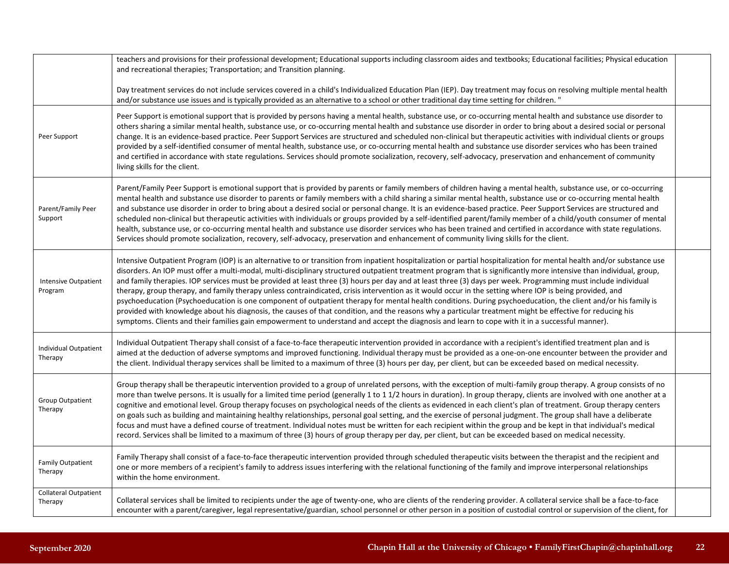| | | |
|---|---|---|
| | teachers and provisions for their professional development; Educational supports including classroom aides and textbooks; Educational facilities; Physical education and recreational therapies; Transportation; and Transition planning.<br><br>Day treatment services do not include services covered in a child's Individualized Education Plan (IEP). Day treatment may focus on resolving multiple mental health and/or substance use issues and is typically provided as an alternative to a school or other traditional day time setting for children. " | |
| Peer Support | Peer Support is emotional support that is provided by persons having a mental health, substance use, or co-occurring mental health and substance use disorder to others sharing a similar mental health, substance use, or co-occurring mental health and substance use disorder in order to bring about a desired social or personal change. It is an evidence-based practice. Peer Support Services are structured and scheduled non-clinical but therapeutic activities with individual clients or groups provided by a self-identified consumer of mental health, substance use, or co-occurring mental health and substance use disorder services who has been trained and certified in accordance with state regulations. Services should promote socialization, recovery, self-advocacy, preservation and enhancement of community living skills for the client. | |
| Parent/Family Peer Support | Parent/Family Peer Support is emotional support that is provided by parents or family members of children having a mental health, substance use, or co-occurring mental health and substance use disorder to parents or family members with a child sharing a similar mental health, substance use or co-occurring mental health and substance use disorder in order to bring about a desired social or personal change. It is an evidence-based practice. Peer Support Services are structured and scheduled non-clinical but therapeutic activities with individuals or groups provided by a self-identified parent/family member of a child/youth consumer of mental health, substance use, or co-occurring mental health and substance use disorder services who has been trained and certified in accordance with state regulations. Services should promote socialization, recovery, self-advocacy, preservation and enhancement of community living skills for the client. | |
| Intensive Outpatient Program | Intensive Outpatient Program (IOP) is an alternative to or transition from inpatient hospitalization or partial hospitalization for mental health and/or substance use disorders. An IOP must offer a multi-modal, multi-disciplinary structured outpatient treatment program that is significantly more intensive than individual, group, and family therapies. IOP services must be provided at least three (3) hours per day and at least three (3) days per week. Programming must include individual therapy, group therapy, and family therapy unless contraindicated, crisis intervention as it would occur in the setting where IOP is being provided, and psychoeducation (Psychoeducation is one component of outpatient therapy for mental health conditions. During psychoeducation, the client and/or his family is provided with knowledge about his diagnosis, the causes of that condition, and the reasons why a particular treatment might be effective for reducing his symptoms. Clients and their families gain empowerment to understand and accept the diagnosis and learn to cope with it in a successful manner). | |
| Individual Outpatient Therapy | Individual Outpatient Therapy shall consist of a face-to-face therapeutic intervention provided in accordance with a recipient's identified treatment plan and is aimed at the deduction of adverse symptoms and improved functioning. Individual therapy must be provided as a one-on-one encounter between the provider and the client. Individual therapy services shall be limited to a maximum of three (3) hours per day, per client, but can be exceeded based on medical necessity. | |
| Group Outpatient Therapy | Group therapy shall be therapeutic intervention provided to a group of unrelated persons, with the exception of multi-family group therapy. A group consists of no more than twelve persons. It is usually for a limited time period (generally 1 to 1 1/2 hours in duration). In group therapy, clients are involved with one another at a cognitive and emotional level. Group therapy focuses on psychological needs of the clients as evidenced in each client's plan of treatment. Group therapy centers on goals such as building and maintaining healthy relationships, personal goal setting, and the exercise of personal judgment. The group shall have a deliberate focus and must have a defined course of treatment. Individual notes must be written for each recipient within the group and be kept in that individual's medical record. Services shall be limited to a maximum of three (3) hours of group therapy per day, per client, but can be exceeded based on medical necessity. | |
| Family Outpatient Therapy | Family Therapy shall consist of a face-to-face therapeutic intervention provided through scheduled therapeutic visits between the therapist and the recipient and one or more members of a recipient's family to address issues interfering with the relational functioning of the family and improve interpersonal relationships within the home environment. | |
| Collateral Outpatient Therapy | Collateral services shall be limited to recipients under the age of twenty-one, who are clients of the rendering provider. A collateral service shall be a face-to-face encounter with a parent/caregiver, legal representative/guardian, school personnel or other person in a position of custodial control or supervision of the client, for | |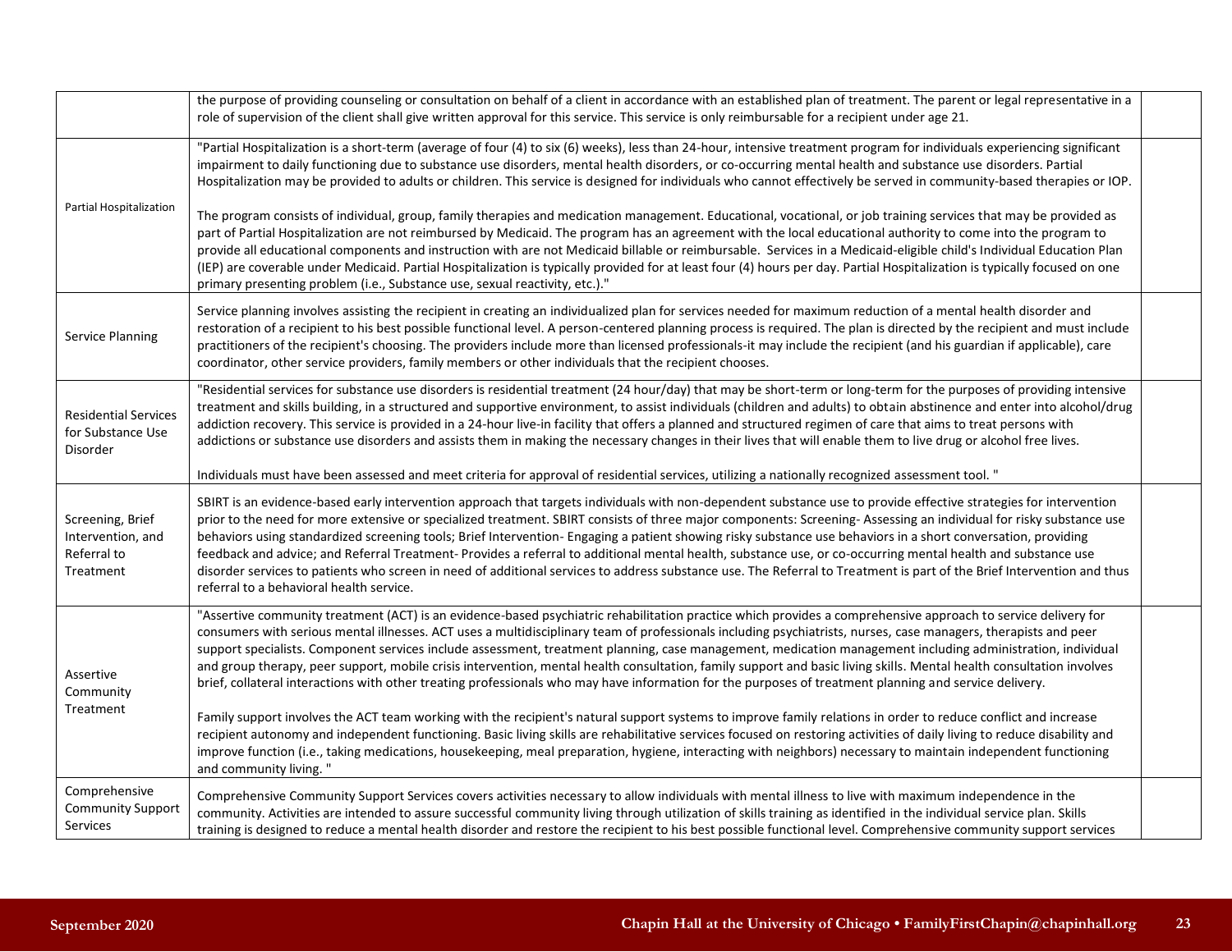| | | |
|---|---|---|
| | the purpose of providing counseling or consultation on behalf of a client in accordance with an established plan of treatment. The parent or legal representative in a role of supervision of the client shall give written approval for this service. This service is only reimbursable for a recipient under age 21. | |
| Partial Hospitalization | "Partial Hospitalization is a short-term (average of four (4) to six (6) weeks), less than 24-hour, intensive treatment program for individuals experiencing significant impairment to daily functioning due to substance use disorders, mental health disorders, or co-occurring mental health and substance use disorders. Partial Hospitalization may be provided to adults or children. This service is designed for individuals who cannot effectively be served in community-based therapies or IOP.<br><br>The program consists of individual, group, family therapies and medication management. Educational, vocational, or job training services that may be provided as part of Partial Hospitalization are not reimbursed by Medicaid. The program has an agreement with the local educational authority to come into the program to provide all educational components and instruction with are not Medicaid billable or reimbursable. Services in a Medicaid-eligible child's Individual Education Plan (IEP) are coverable under Medicaid. Partial Hospitalization is typically provided for at least four (4) hours per day. Partial Hospitalization is typically focused on one primary presenting problem (i.e., Substance use, sexual reactivity, etc.)." | |
| Service Planning | Service planning involves assisting the recipient in creating an individualized plan for services needed for maximum reduction of a mental health disorder and restoration of a recipient to his best possible functional level. A person-centered planning process is required. The plan is directed by the recipient and must include practitioners of the recipient's choosing. The providers include more than licensed professionals-it may include the recipient (and his guardian if applicable), care coordinator, other service providers, family members or other individuals that the recipient chooses. | |
| Residential Services for Substance Use Disorder | "Residential services for substance use disorders is residential treatment (24 hour/day) that may be short-term or long-term for the purposes of providing intensive treatment and skills building, in a structured and supportive environment, to assist individuals (children and adults) to obtain abstinence and enter into alcohol/drug addiction recovery. This service is provided in a 24-hour live-in facility that offers a planned and structured regimen of care that aims to treat persons with addictions or substance use disorders and assists them in making the necessary changes in their lives that will enable them to live drug or alcohol free lives.<br><br>Individuals must have been assessed and meet criteria for approval of residential services, utilizing a nationally recognized assessment tool. " | |
| Screening, Brief Intervention, and Referral to Treatment | SBIRT is an evidence-based early intervention approach that targets individuals with non-dependent substance use to provide effective strategies for intervention prior to the need for more extensive or specialized treatment. SBIRT consists of three major components: Screening- Assessing an individual for risky substance use behaviors using standardized screening tools; Brief Intervention- Engaging a patient showing risky substance use behaviors in a short conversation, providing feedback and advice; and Referral Treatment- Provides a referral to additional mental health, substance use, or co-occurring mental health and substance use disorder services to patients who screen in need of additional services to address substance use. The Referral to Treatment is part of the Brief Intervention and thus referral to a behavioral health service. | |
| Assertive Community Treatment | "Assertive community treatment (ACT) is an evidence-based psychiatric rehabilitation practice which provides a comprehensive approach to service delivery for consumers with serious mental illnesses. ACT uses a multidisciplinary team of professionals including psychiatrists, nurses, case managers, therapists and peer support specialists. Component services include assessment, treatment planning, case management, medication management including administration, individual and group therapy, peer support, mobile crisis intervention, mental health consultation, family support and basic living skills. Mental health consultation involves brief, collateral interactions with other treating professionals who may have information for the purposes of treatment planning and service delivery.<br><br>Family support involves the ACT team working with the recipient's natural support systems to improve family relations in order to reduce conflict and increase recipient autonomy and independent functioning. Basic living skills are rehabilitative services focused on restoring activities of daily living to reduce disability and improve function (i.e., taking medications, housekeeping, meal preparation, hygiene, interacting with neighbors) necessary to maintain independent functioning and community living. " | |
| Comprehensive Community Support Services | Comprehensive Community Support Services covers activities necessary to allow individuals with mental illness to live with maximum independence in the community. Activities are intended to assure successful community living through utilization of skills training as identified in the individual service plan. Skills training is designed to reduce a mental health disorder and restore the recipient to his best possible functional level. Comprehensive community support services | |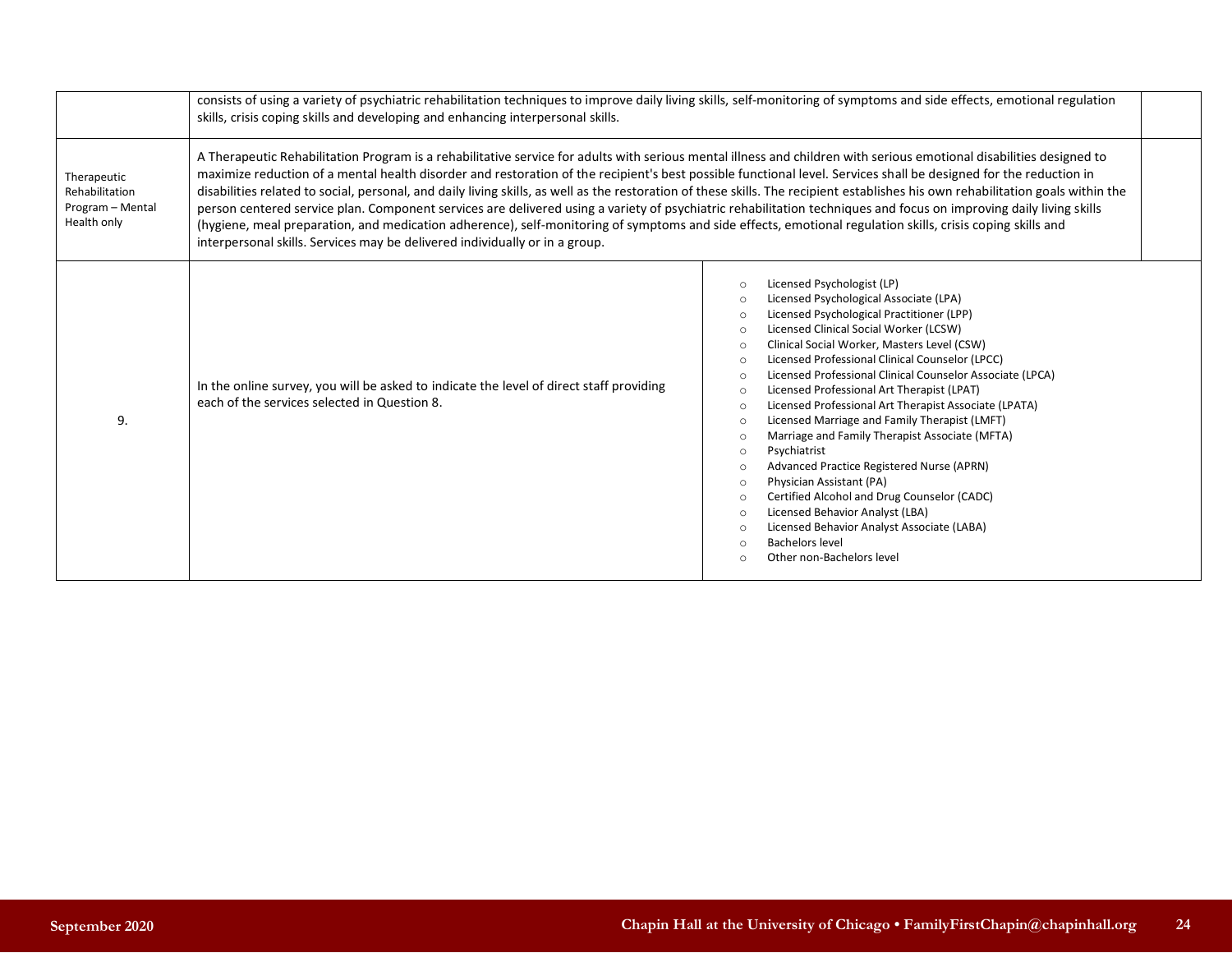| | | |
|---|---|---|
| | consists of using a variety of psychiatric rehabilitation techniques to improve daily living skills, self-monitoring of symptoms and side effects, emotional regulation skills, crisis coping skills and developing and enhancing interpersonal skills. | |
| Therapeutic Rehabilitation Program – Mental Health only | A Therapeutic Rehabilitation Program is a rehabilitative service for adults with serious mental illness and children with serious emotional disabilities designed to maximize reduction of a mental health disorder and restoration of the recipient's best possible functional level. Services shall be designed for the reduction in disabilities related to social, personal, and daily living skills, as well as the restoration of these skills. The recipient establishes his own rehabilitation goals within the person centered service plan. Component services are delivered using a variety of psychiatric rehabilitation techniques and focus on improving daily living skills (hygiene, meal preparation, and medication adherence), self-monitoring of symptoms and side effects, emotional regulation skills, crisis coping skills and interpersonal skills. Services may be delivered individually or in a group. | |
| 9. | In the online survey, you will be asked to indicate the level of direct staff providing each of the services selected in Question 8. | ○ Licensed Psychologist (LP)<br>○ Licensed Psychological Associate (LPA)<br>○ Licensed Psychological Practitioner (LPP)<br>○ Licensed Clinical Social Worker (LCSW)<br>○ Clinical Social Worker, Masters Level (CSW)<br>○ Licensed Professional Clinical Counselor (LPCC)<br>○ Licensed Professional Clinical Counselor Associate (LPCA)<br>○ Licensed Professional Art Therapist (LPAT)<br>○ Licensed Professional Art Therapist Associate (LPATA)<br>○ Licensed Marriage and Family Therapist (LMFT)<br>○ Marriage and Family Therapist Associate (MFTA)<br>○ Psychiatrist<br>○ Advanced Practice Registered Nurse (APRN)<br>○ Physician Assistant (PA)<br>○ Certified Alcohol and Drug Counselor (CADC)<br>○ Licensed Behavior Analyst (LBA)<br>○ Licensed Behavior Analyst Associate (LABA)<br>○ Bachelors level<br>○ Other non-Bachelors level |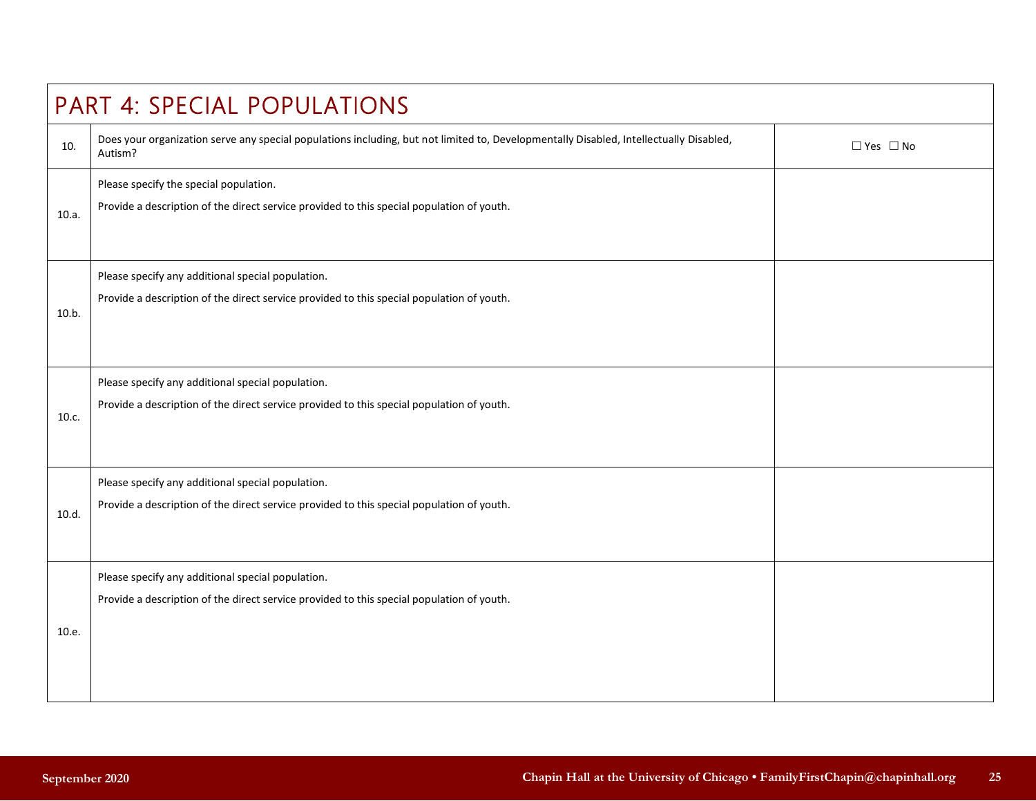## PART 4: SPECIAL POPULATIONS

| | | |
|---|---|---|
| 10. | Does your organization serve any special populations including, but not limited to, Developmentally Disabled, Intellectually Disabled, Autism? | ☐ Yes ☐ No |
| 10.a. | Please specify the special population.<br><br>Provide a description of the direct service provided to this special population of youth. | |
| 10.b. | Please specify any additional special population.<br><br>Provide a description of the direct service provided to this special population of youth. | |
| 10.c. | Please specify any additional special population.<br><br>Provide a description of the direct service provided to this special population of youth. | |
| 10.d. | Please specify any additional special population.<br><br>Provide a description of the direct service provided to this special population of youth. | |
| 10.e. | Please specify any additional special population.<br><br>Provide a description of the direct service provided to this special population of youth. | |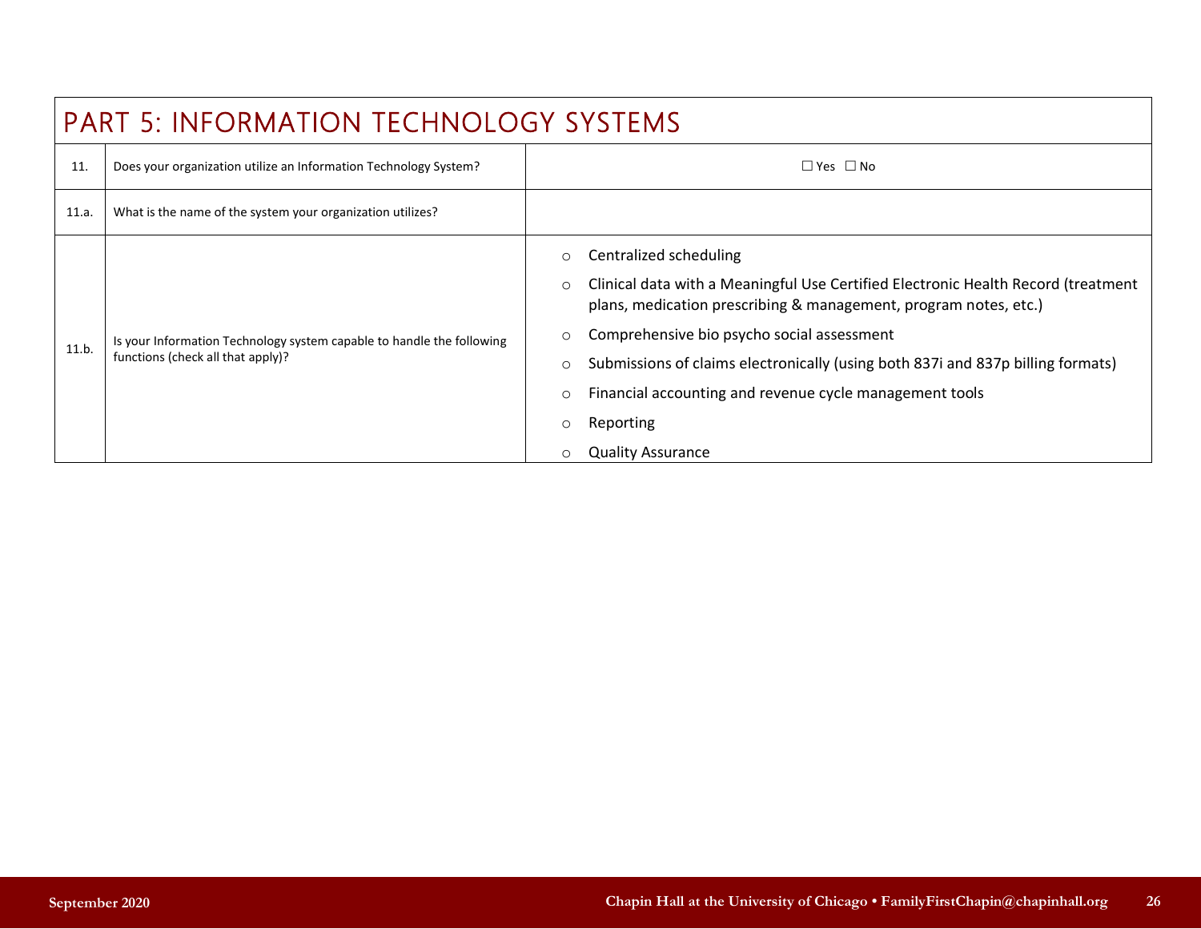## PART 5: INFORMATION TECHNOLOGY SYSTEMS

| | | |
|---|---|---|
| 11. | Does your organization utilize an Information Technology System? | ☐ Yes ☐ No |
| 11.a. | What is the name of the system your organization utilizes? | |
| 11.b. | Is your Information Technology system capable to handle the following functions (check all that apply)? | ○ Centralized scheduling<br>○ Clinical data with a Meaningful Use Certified Electronic Health Record (treatment plans, medication prescribing & management, program notes, etc.)<br>○ Comprehensive bio psycho social assessment<br>○ Submissions of claims electronically (using both 837i and 837p billing formats)<br>○ Financial accounting and revenue cycle management tools<br>○ Reporting<br>○ Quality Assurance |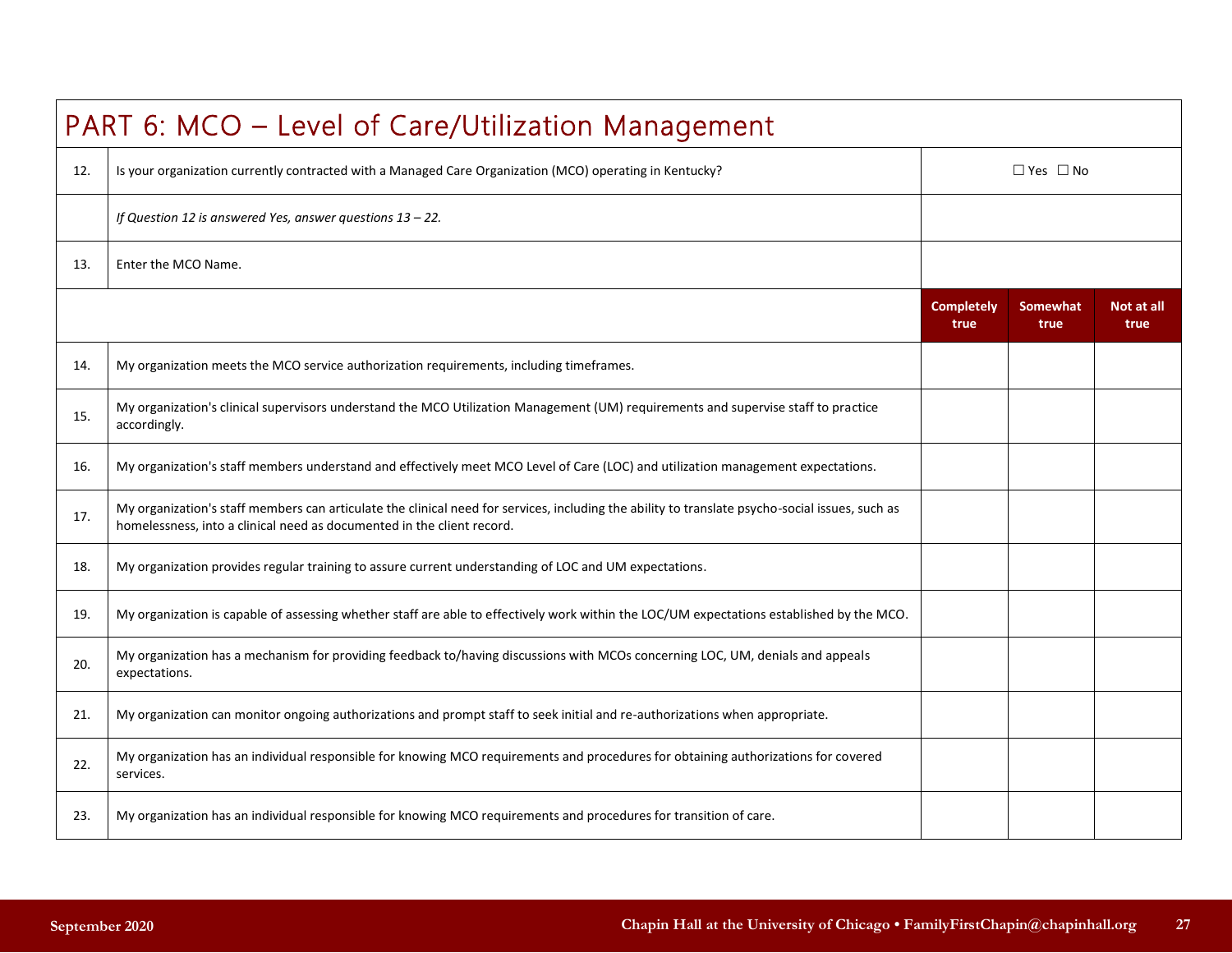## PART 6: MCO – Level of Care/Utilization Management

| | | | | |
|---|---|---|---|---|
| 12. | Is your organization currently contracted with a Managed Care Organization (MCO) operating in Kentucky? | ☐ Yes ☐ No | | |
| | *If Question 12 is answered Yes, answer questions 13 – 22.* | | | |
| 13. | Enter the MCO Name. | | | |
| | | **Completely true** | **Somewhat true** | **Not at all true** |
| 14. | My organization meets the MCO service authorization requirements, including timeframes. | | | |
| 15. | My organization's clinical supervisors understand the MCO Utilization Management (UM) requirements and supervise staff to practice accordingly. | | | |
| 16. | My organization's staff members understand and effectively meet MCO Level of Care (LOC) and utilization management expectations. | | | |
| 17. | My organization's staff members can articulate the clinical need for services, including the ability to translate psycho-social issues, such as homelessness, into a clinical need as documented in the client record. | | | |
| 18. | My organization provides regular training to assure current understanding of LOC and UM expectations. | | | |
| 19. | My organization is capable of assessing whether staff are able to effectively work within the LOC/UM expectations established by the MCO. | | | |
| 20. | My organization has a mechanism for providing feedback to/having discussions with MCOs concerning LOC, UM, denials and appeals expectations. | | | |
| 21. | My organization can monitor ongoing authorizations and prompt staff to seek initial and re-authorizations when appropriate. | | | |
| 22. | My organization has an individual responsible for knowing MCO requirements and procedures for obtaining authorizations for covered services. | | | |
| 23. | My organization has an individual responsible for knowing MCO requirements and procedures for transition of care. | | | |